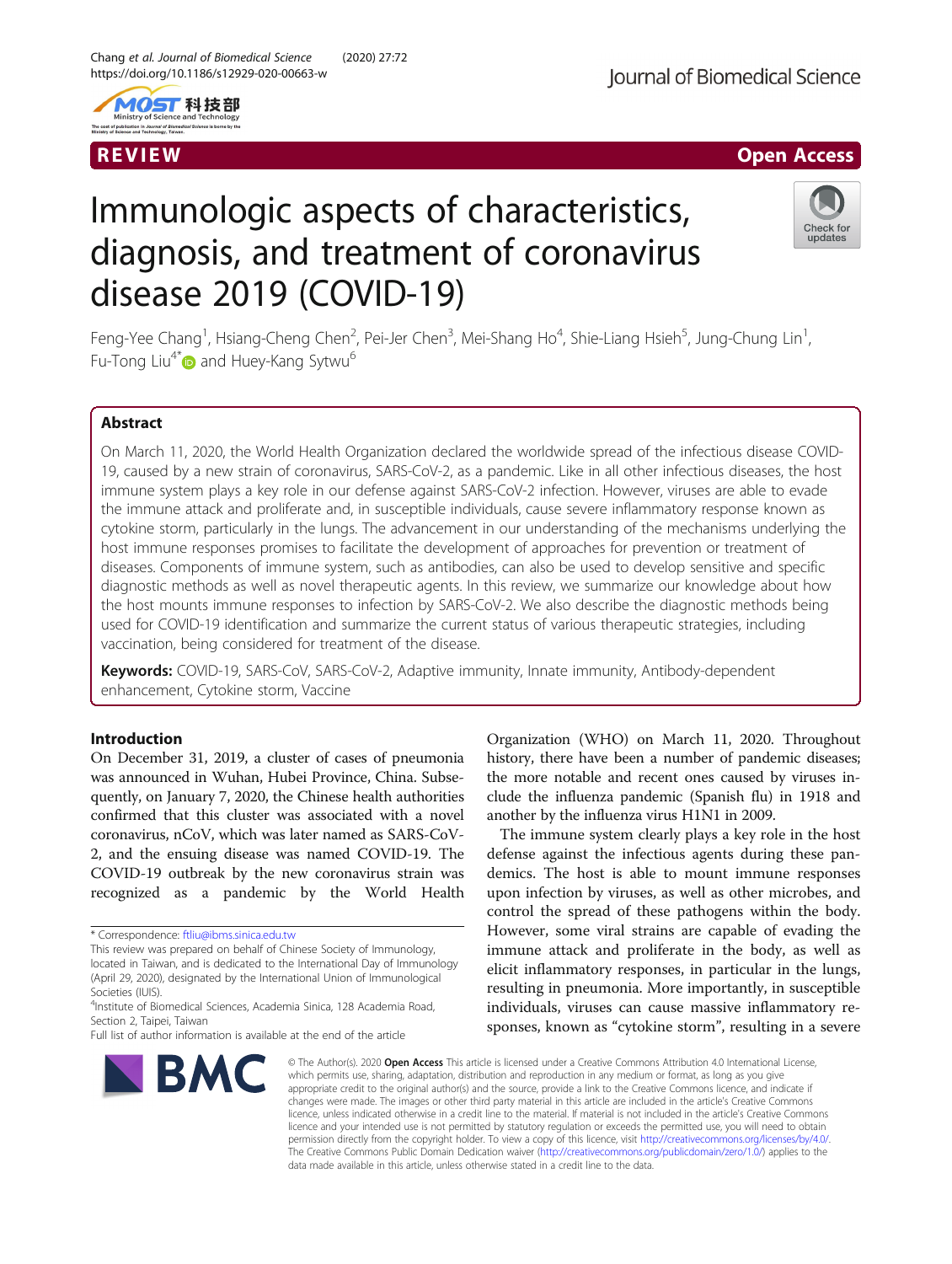REVIEW

Open Access

# Immunologic aspects of characteristics, diagnosis, and treatment of coronavirus disease 2019 (COVID-19)

Feng-Yee Chang[1], Hsiang-Cheng Chen[2], Pei-Jer Chen[3], Mei-Shang Ho[4], Shie-Liang Hsieh[5], Jung-Chung Lin[1], Fu-Tong Liu[4*] and Huey-Kang Sytwu[6]

## Abstract

On March 11, 2020, the World Health Organization declared the worldwide spread of the infectious disease COVID-19, caused by a new strain of coronavirus, SARS-CoV-2, as a pandemic. Like in all other infectious diseases, the host immune system plays a key role in our defense against SARS-CoV-2 infection. However, viruses are able to evade the immune attack and proliferate and, in susceptible individuals, cause severe inflammatory response known as cytokine storm, particularly in the lungs. The advancement in our understanding of the mechanisms underlying the host immune responses promises to facilitate the development of approaches for prevention or treatment of diseases. Components of immune system, such as antibodies, can also be used to develop sensitive and specific diagnostic methods as well as novel therapeutic agents. In this review, we summarize our knowledge about how the host mounts immune responses to infection by SARS-CoV-2. We also describe the diagnostic methods being used for COVID-19 identification and summarize the current status of various therapeutic strategies, including vaccination, being considered for treatment of the disease.

**Keywords:** COVID-19, SARS-CoV, SARS-CoV-2, Adaptive immunity, Innate immunity, Antibody-dependent enhancement, Cytokine storm, Vaccine

## Introduction

On December 31, 2019, a cluster of cases of pneumonia was announced in Wuhan, Hubei Province, China. Subsequently, on January 7, 2020, the Chinese health authorities confirmed that this cluster was associated with a novel coronavirus, nCoV, which was later named as SARS-CoV-2, and the ensuing disease was named COVID-19. The COVID-19 outbreak by the new coronavirus strain was recognized as a pandemic by the World Health Organization (WHO) on March 11, 2020. Throughout history, there have been a number of pandemic diseases; the more notable and recent ones caused by viruses include the influenza pandemic (Spanish flu) in 1918 and another by the influenza virus H1N1 in 2009.

The immune system clearly plays a key role in the host defense against the infectious agents during these pandemics. The host is able to mount immune responses upon infection by viruses, as well as other microbes, and control the spread of these pathogens within the body. However, some viral strains are capable of evading the immune attack and proliferate in the body, as well as elicit inflammatory responses, in particular in the lungs, resulting in pneumonia. More importantly, in susceptible individuals, viruses can cause massive inflammatory responses, known as "cytokine storm", resulting in a severe

\* Correspondence: ftliu@ibms.sinica.edu.tw

This review was prepared on behalf of Chinese Society of Immunology, located in Taiwan, and is dedicated to the International Day of Immunology (April 29, 2020), designated by the International Union of Immunological Societies (IUIS).

[4]Institute of Biomedical Sciences, Academia Sinica, 128 Academia Road, Section 2, Taipei, Taiwan

Full list of author information is available at the end of the article

© The Author(s). 2020 **Open Access** This article is licensed under a Creative Commons Attribution 4.0 International License, which permits use, sharing, adaptation, distribution and reproduction in any medium or format, as long as you give appropriate credit to the original author(s) and the source, provide a link to the Creative Commons licence, and indicate if changes were made. The images or other third party material in this article are included in the article's Creative Commons licence, unless indicated otherwise in a credit line to the material. If material is not included in the article's Creative Commons licence and your intended use is not permitted by statutory regulation or exceeds the permitted use, you will need to obtain permission directly from the copyright holder. To view a copy of this licence, visit http://creativecommons.org/licenses/by/4.0/. The Creative Commons Public Domain Dedication waiver (http://creativecommons.org/publicdomain/zero/1.0/) applies to the data made available in this article, unless otherwise stated in a credit line to the data.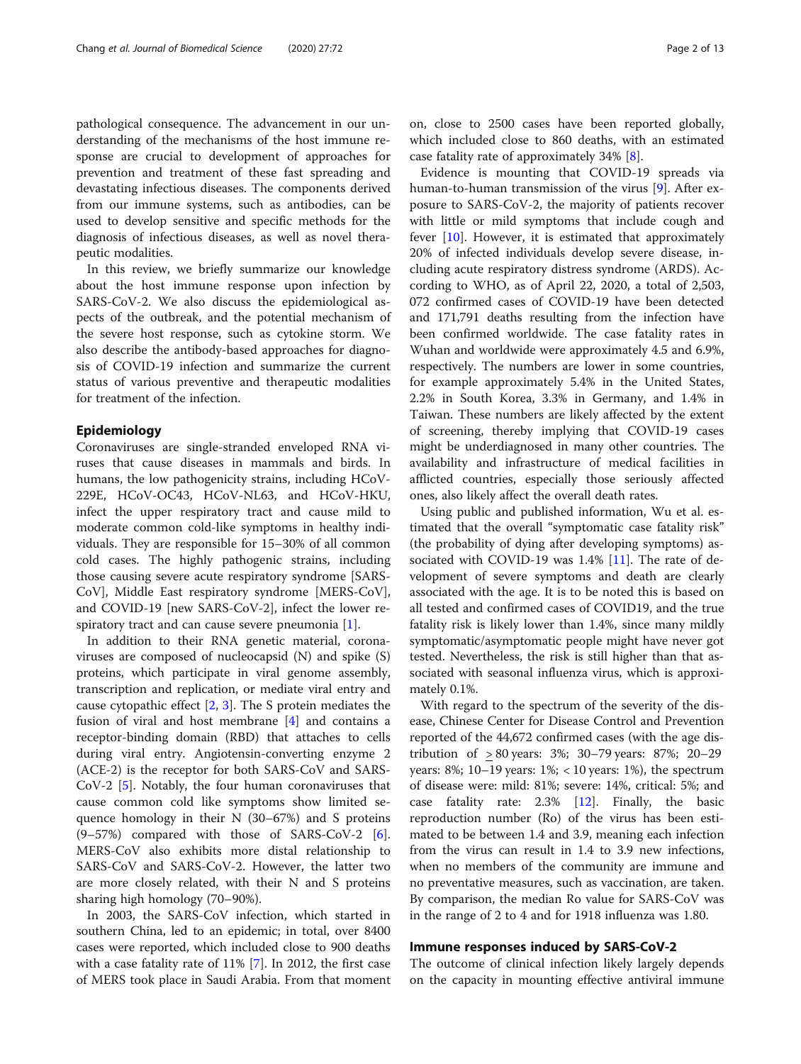pathological consequence. The advancement in our understanding of the mechanisms of the host immune response are crucial to development of approaches for prevention and treatment of these fast spreading and devastating infectious diseases. The components derived from our immune systems, such as antibodies, can be used to develop sensitive and specific methods for the diagnosis of infectious diseases, as well as novel therapeutic modalities.

In this review, we briefly summarize our knowledge about the host immune response upon infection by SARS-CoV-2. We also discuss the epidemiological aspects of the outbreak, and the potential mechanism of the severe host response, such as cytokine storm. We also describe the antibody-based approaches for diagnosis of COVID-19 infection and summarize the current status of various preventive and therapeutic modalities for treatment of the infection.

## Epidemiology

Coronaviruses are single-stranded enveloped RNA viruses that cause diseases in mammals and birds. In humans, the low pathogenicity strains, including HCoV-229E, HCoV-OC43, HCoV-NL63, and HCoV-HKU, infect the upper respiratory tract and cause mild to moderate common cold-like symptoms in healthy individuals. They are responsible for 15–30% of all common cold cases. The highly pathogenic strains, including those causing severe acute respiratory syndrome [SARS-CoV], Middle East respiratory syndrome [MERS-CoV], and COVID-19 [new SARS-CoV-2], infect the lower respiratory tract and can cause severe pneumonia [1].

In addition to their RNA genetic material, coronaviruses are composed of nucleocapsid (N) and spike (S) proteins, which participate in viral genome assembly, transcription and replication, or mediate viral entry and cause cytopathic effect [2, 3]. The S protein mediates the fusion of viral and host membrane [4] and contains a receptor-binding domain (RBD) that attaches to cells during viral entry. Angiotensin-converting enzyme 2 (ACE-2) is the receptor for both SARS-CoV and SARS-CoV-2 [5]. Notably, the four human coronaviruses that cause common cold like symptoms show limited sequence homology in their N (30–67%) and S proteins (9–57%) compared with those of SARS-CoV-2 [6]. MERS-CoV also exhibits more distal relationship to SARS-CoV and SARS-CoV-2. However, the latter two are more closely related, with their N and S proteins sharing high homology (70–90%).

In 2003, the SARS-CoV infection, which started in southern China, led to an epidemic; in total, over 8400 cases were reported, which included close to 900 deaths with a case fatality rate of 11% [7]. In 2012, the first case of MERS took place in Saudi Arabia. From that moment on, close to 2500 cases have been reported globally, which included close to 860 deaths, with an estimated case fatality rate of approximately 34% [8].

Evidence is mounting that COVID-19 spreads via human-to-human transmission of the virus [9]. After exposure to SARS-CoV-2, the majority of patients recover with little or mild symptoms that include cough and fever [10]. However, it is estimated that approximately 20% of infected individuals develop severe disease, including acute respiratory distress syndrome (ARDS). According to WHO, as of April 22, 2020, a total of 2,503,072 confirmed cases of COVID-19 have been detected and 171,791 deaths resulting from the infection have been confirmed worldwide. The case fatality rates in Wuhan and worldwide were approximately 4.5 and 6.9%, respectively. The numbers are lower in some countries, for example approximately 5.4% in the United States, 2.2% in South Korea, 3.3% in Germany, and 1.4% in Taiwan. These numbers are likely affected by the extent of screening, thereby implying that COVID-19 cases might be underdiagnosed in many other countries. The availability and infrastructure of medical facilities in afflicted countries, especially those seriously affected ones, also likely affect the overall death rates.

Using public and published information, Wu et al. estimated that the overall "symptomatic case fatality risk" (the probability of dying after developing symptoms) associated with COVID-19 was 1.4% [11]. The rate of development of severe symptoms and death are clearly associated with the age. It is to be noted this is based on all tested and confirmed cases of COVID19, and the true fatality risk is likely lower than 1.4%, since many mildly symptomatic/asymptomatic people might have never got tested. Nevertheless, the risk is still higher than that associated with seasonal influenza virus, which is approximately 0.1%.

With regard to the spectrum of the severity of the disease, Chinese Center for Disease Control and Prevention reported of the 44,672 confirmed cases (with the age distribution of $\geq$ 80 years: 3%; 30–79 years: 87%; 20–29 years: 8%; 10–19 years: 1%; < 10 years: 1%), the spectrum of disease were: mild: 81%; severe: 14%, critical: 5%; and case fatality rate: 2.3% [12]. Finally, the basic reproduction number (Ro) of the virus has been estimated to be between 1.4 and 3.9, meaning each infection from the virus can result in 1.4 to 3.9 new infections, when no members of the community are immune and no preventative measures, such as vaccination, are taken. By comparison, the median Ro value for SARS-CoV was in the range of 2 to 4 and for 1918 influenza was 1.80.

## Immune responses induced by SARS-CoV-2

The outcome of clinical infection likely largely depends on the capacity in mounting effective antiviral immune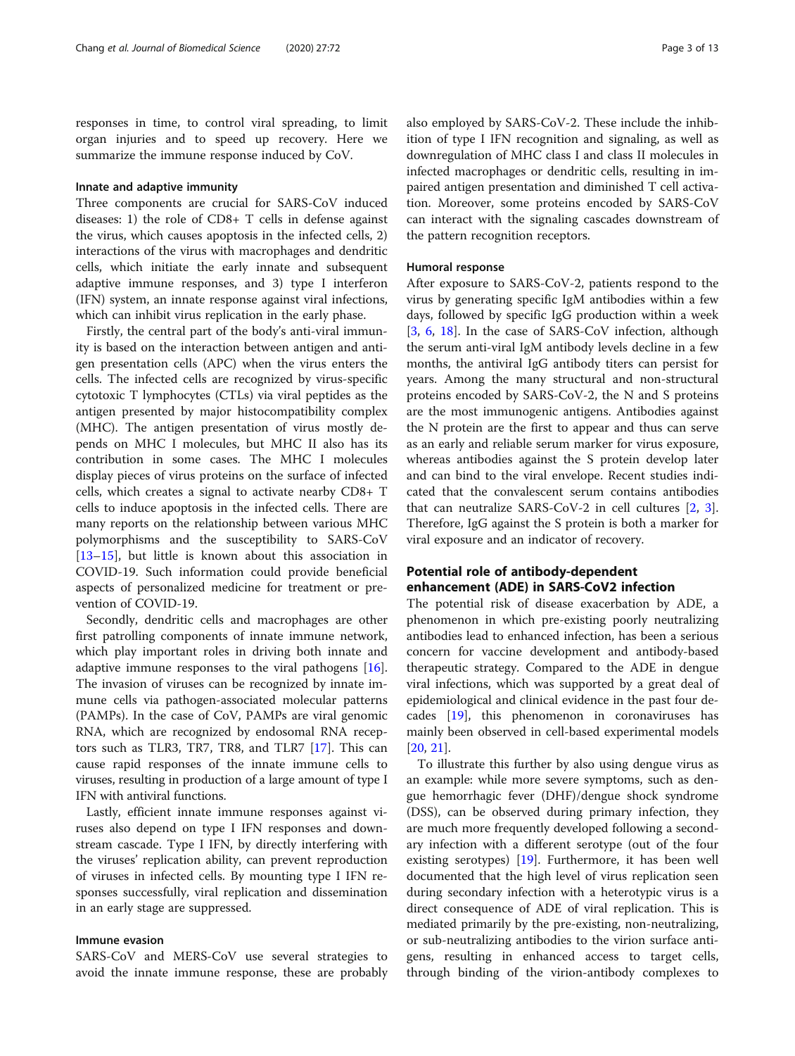responses in time, to control viral spreading, to limit organ injuries and to speed up recovery. Here we summarize the immune response induced by CoV.

### Innate and adaptive immunity

Three components are crucial for SARS-CoV induced diseases: 1) the role of CD8+ T cells in defense against the virus, which causes apoptosis in the infected cells, 2) interactions of the virus with macrophages and dendritic cells, which initiate the early innate and subsequent adaptive immune responses, and 3) type I interferon (IFN) system, an innate response against viral infections, which can inhibit virus replication in the early phase.

Firstly, the central part of the body's anti-viral immunity is based on the interaction between antigen and antigen presentation cells (APC) when the virus enters the cells. The infected cells are recognized by virus-specific cytotoxic T lymphocytes (CTLs) via viral peptides as the antigen presented by major histocompatibility complex (MHC). The antigen presentation of virus mostly depends on MHC I molecules, but MHC II also has its contribution in some cases. The MHC I molecules display pieces of virus proteins on the surface of infected cells, which creates a signal to activate nearby CD8+ T cells to induce apoptosis in the infected cells. There are many reports on the relationship between various MHC polymorphisms and the susceptibility to SARS-CoV [13–15], but little is known about this association in COVID-19. Such information could provide beneficial aspects of personalized medicine for treatment or prevention of COVID-19.

Secondly, dendritic cells and macrophages are other first patrolling components of innate immune network, which play important roles in driving both innate and adaptive immune responses to the viral pathogens [16]. The invasion of viruses can be recognized by innate immune cells via pathogen-associated molecular patterns (PAMPs). In the case of CoV, PAMPs are viral genomic RNA, which are recognized by endosomal RNA receptors such as TLR3, TR7, TR8, and TLR7 [17]. This can cause rapid responses of the innate immune cells to viruses, resulting in production of a large amount of type I IFN with antiviral functions.

Lastly, efficient innate immune responses against viruses also depend on type I IFN responses and downstream cascade. Type I IFN, by directly interfering with the viruses' replication ability, can prevent reproduction of viruses in infected cells. By mounting type I IFN responses successfully, viral replication and dissemination in an early stage are suppressed.

### Immune evasion

SARS-CoV and MERS-CoV use several strategies to avoid the innate immune response, these are probably also employed by SARS-CoV-2. These include the inhibition of type I IFN recognition and signaling, as well as downregulation of MHC class I and class II molecules in infected macrophages or dendritic cells, resulting in impaired antigen presentation and diminished T cell activation. Moreover, some proteins encoded by SARS-CoV can interact with the signaling cascades downstream of the pattern recognition receptors.

### Humoral response

After exposure to SARS-CoV-2, patients respond to the virus by generating specific IgM antibodies within a few days, followed by specific IgG production within a week [3, 6, 18]. In the case of SARS-CoV infection, although the serum anti-viral IgM antibody levels decline in a few months, the antiviral IgG antibody titers can persist for years. Among the many structural and non-structural proteins encoded by SARS-CoV-2, the N and S proteins are the most immunogenic antigens. Antibodies against the N protein are the first to appear and thus can serve as an early and reliable serum marker for virus exposure, whereas antibodies against the S protein develop later and can bind to the viral envelope. Recent studies indicated that the convalescent serum contains antibodies that can neutralize SARS-CoV-2 in cell cultures [2, 3]. Therefore, IgG against the S protein is both a marker for viral exposure and an indicator of recovery.

## Potential role of antibody-dependent enhancement (ADE) in SARS-CoV2 infection

The potential risk of disease exacerbation by ADE, a phenomenon in which pre-existing poorly neutralizing antibodies lead to enhanced infection, has been a serious concern for vaccine development and antibody-based therapeutic strategy. Compared to the ADE in dengue viral infections, which was supported by a great deal of epidemiological and clinical evidence in the past four decades [19], this phenomenon in coronaviruses has mainly been observed in cell-based experimental models [20, 21].

To illustrate this further by also using dengue virus as an example: while more severe symptoms, such as dengue hemorrhagic fever (DHF)/dengue shock syndrome (DSS), can be observed during primary infection, they are much more frequently developed following a secondary infection with a different serotype (out of the four existing serotypes) [19]. Furthermore, it has been well documented that the high level of virus replication seen during secondary infection with a heterotypic virus is a direct consequence of ADE of viral replication. This is mediated primarily by the pre-existing, non-neutralizing, or sub-neutralizing antibodies to the virion surface antigens, resulting in enhanced access to target cells, through binding of the virion-antibody complexes to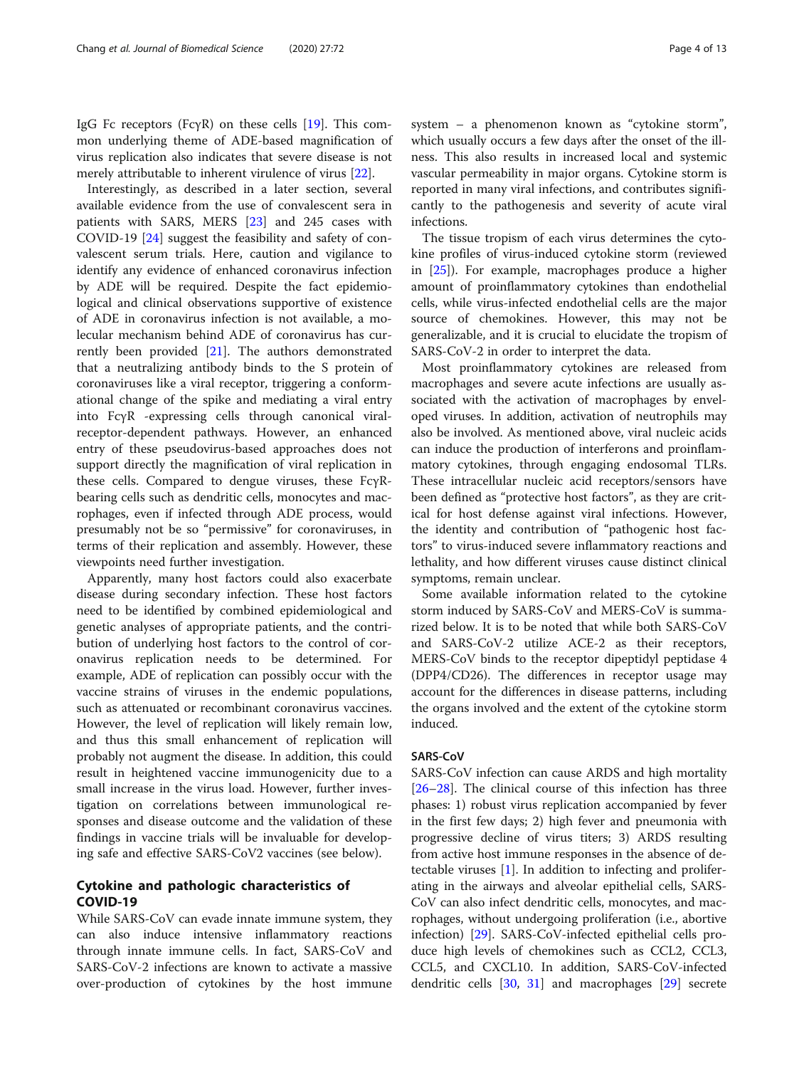IgG Fc receptors (FcγR) on these cells [19]. This common underlying theme of ADE-based magnification of virus replication also indicates that severe disease is not merely attributable to inherent virulence of virus [22].

Interestingly, as described in a later section, several available evidence from the use of convalescent sera in patients with SARS, MERS [23] and 245 cases with COVID-19 [24] suggest the feasibility and safety of convalescent serum trials. Here, caution and vigilance to identify any evidence of enhanced coronavirus infection by ADE will be required. Despite the fact epidemiological and clinical observations supportive of existence of ADE in coronavirus infection is not available, a molecular mechanism behind ADE of coronavirus has currently been provided [21]. The authors demonstrated that a neutralizing antibody binds to the S protein of coronaviruses like a viral receptor, triggering a conformational change of the spike and mediating a viral entry into FcγR -expressing cells through canonical viral-receptor-dependent pathways. However, an enhanced entry of these pseudovirus-based approaches does not support directly the magnification of viral replication in these cells. Compared to dengue viruses, these FcγR-bearing cells such as dendritic cells, monocytes and macrophages, even if infected through ADE process, would presumably not be so "permissive" for coronaviruses, in terms of their replication and assembly. However, these viewpoints need further investigation.

Apparently, many host factors could also exacerbate disease during secondary infection. These host factors need to be identified by combined epidemiological and genetic analyses of appropriate patients, and the contribution of underlying host factors to the control of coronavirus replication needs to be determined. For example, ADE of replication can possibly occur with the vaccine strains of viruses in the endemic populations, such as attenuated or recombinant coronavirus vaccines. However, the level of replication will likely remain low, and thus this small enhancement of replication will probably not augment the disease. In addition, this could result in heightened vaccine immunogenicity due to a small increase in the virus load. However, further investigation on correlations between immunological responses and disease outcome and the validation of these findings in vaccine trials will be invaluable for developing safe and effective SARS-CoV2 vaccines (see below).

## Cytokine and pathologic characteristics of COVID-19

While SARS-CoV can evade innate immune system, they can also induce intensive inflammatory reactions through innate immune cells. In fact, SARS-CoV and SARS-CoV-2 infections are known to activate a massive over-production of cytokines by the host immune system – a phenomenon known as "cytokine storm", which usually occurs a few days after the onset of the illness. This also results in increased local and systemic vascular permeability in major organs. Cytokine storm is reported in many viral infections, and contributes significantly to the pathogenesis and severity of acute viral infections.

The tissue tropism of each virus determines the cytokine profiles of virus-induced cytokine storm (reviewed in [25]). For example, macrophages produce a higher amount of proinflammatory cytokines than endothelial cells, while virus-infected endothelial cells are the major source of chemokines. However, this may not be generalizable, and it is crucial to elucidate the tropism of SARS-CoV-2 in order to interpret the data.

Most proinflammatory cytokines are released from macrophages and severe acute infections are usually associated with the activation of macrophages by enveloped viruses. In addition, activation of neutrophils may also be involved. As mentioned above, viral nucleic acids can induce the production of interferons and proinflammatory cytokines, through engaging endosomal TLRs. These intracellular nucleic acid receptors/sensors have been defined as "protective host factors", as they are critical for host defense against viral infections. However, the identity and contribution of "pathogenic host factors" to virus-induced severe inflammatory reactions and lethality, and how different viruses cause distinct clinical symptoms, remain unclear.

Some available information related to the cytokine storm induced by SARS-CoV and MERS-CoV is summarized below. It is to be noted that while both SARS-CoV and SARS-CoV-2 utilize ACE-2 as their receptors, MERS-CoV binds to the receptor dipeptidyl peptidase 4 (DPP4/CD26). The differences in receptor usage may account for the differences in disease patterns, including the organs involved and the extent of the cytokine storm induced.

### SARS-CoV

SARS-CoV infection can cause ARDS and high mortality [26–28]. The clinical course of this infection has three phases: 1) robust virus replication accompanied by fever in the first few days; 2) high fever and pneumonia with progressive decline of virus titers; 3) ARDS resulting from active host immune responses in the absence of detectable viruses [1]. In addition to infecting and proliferating in the airways and alveolar epithelial cells, SARS-CoV can also infect dendritic cells, monocytes, and macrophages, without undergoing proliferation (i.e., abortive infection) [29]. SARS-CoV-infected epithelial cells produce high levels of chemokines such as CCL2, CCL3, CCL5, and CXCL10. In addition, SARS-CoV-infected dendritic cells [30, 31] and macrophages [29] secrete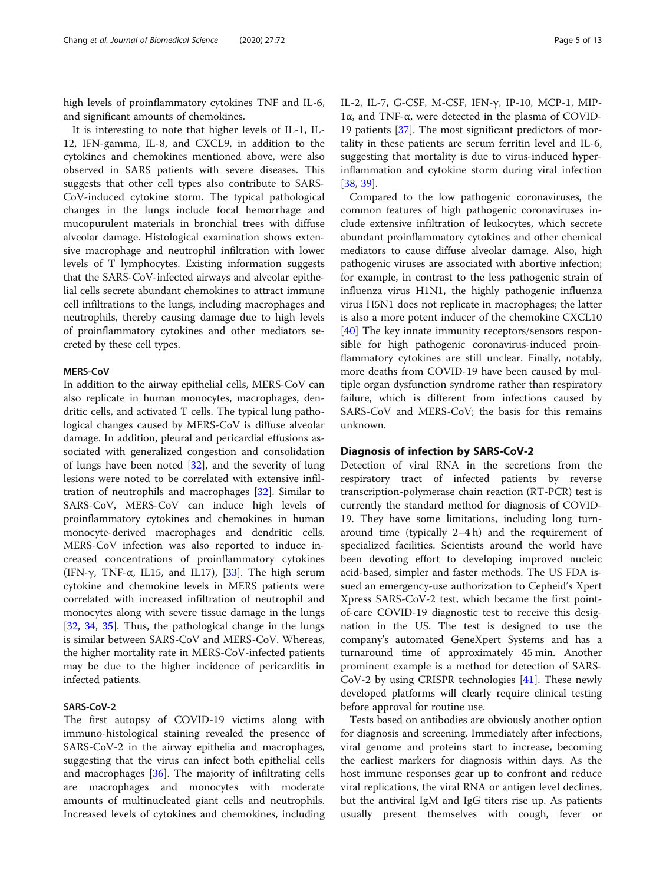high levels of proinflammatory cytokines TNF and IL-6, and significant amounts of chemokines.

It is interesting to note that higher levels of IL-1, IL-12, IFN-gamma, IL-8, and CXCL9, in addition to the cytokines and chemokines mentioned above, were also observed in SARS patients with severe diseases. This suggests that other cell types also contribute to SARS-CoV-induced cytokine storm. The typical pathological changes in the lungs include focal hemorrhage and mucopurulent materials in bronchial trees with diffuse alveolar damage. Histological examination shows extensive macrophage and neutrophil infiltration with lower levels of T lymphocytes. Existing information suggests that the SARS-CoV-infected airways and alveolar epithelial cells secrete abundant chemokines to attract immune cell infiltrations to the lungs, including macrophages and neutrophils, thereby causing damage due to high levels of proinflammatory cytokines and other mediators secreted by these cell types.

### MERS-CoV

In addition to the airway epithelial cells, MERS-CoV can also replicate in human monocytes, macrophages, dendritic cells, and activated T cells. The typical lung pathological changes caused by MERS-CoV is diffuse alveolar damage. In addition, pleural and pericardial effusions associated with generalized congestion and consolidation of lungs have been noted [32], and the severity of lung lesions were noted to be correlated with extensive infiltration of neutrophils and macrophages [32]. Similar to SARS-CoV, MERS-CoV can induce high levels of proinflammatory cytokines and chemokines in human monocyte-derived macrophages and dendritic cells. MERS-CoV infection was also reported to induce increased concentrations of proinflammatory cytokines (IFN-γ, TNF-α, IL15, and IL17), [33]. The high serum cytokine and chemokine levels in MERS patients were correlated with increased infiltration of neutrophil and monocytes along with severe tissue damage in the lungs [32, 34, 35]. Thus, the pathological change in the lungs is similar between SARS-CoV and MERS-CoV. Whereas, the higher mortality rate in MERS-CoV-infected patients may be due to the higher incidence of pericarditis in infected patients.

### SARS-CoV-2

The first autopsy of COVID-19 victims along with immuno-histological staining revealed the presence of SARS-CoV-2 in the airway epithelia and macrophages, suggesting that the virus can infect both epithelial cells and macrophages [36]. The majority of infiltrating cells are macrophages and monocytes with moderate amounts of multinucleated giant cells and neutrophils. Increased levels of cytokines and chemokines, including IL-2, IL-7, G-CSF, M-CSF, IFN-γ, IP-10, MCP-1, MIP-1α, and TNF-α, were detected in the plasma of COVID-19 patients [37]. The most significant predictors of mortality in these patients are serum ferritin level and IL-6, suggesting that mortality is due to virus-induced hyperinflammation and cytokine storm during viral infection [38, 39].

Compared to the low pathogenic coronaviruses, the common features of high pathogenic coronaviruses include extensive infiltration of leukocytes, which secrete abundant proinflammatory cytokines and other chemical mediators to cause diffuse alveolar damage. Also, high pathogenic viruses are associated with abortive infection; for example, in contrast to the less pathogenic strain of influenza virus H1N1, the highly pathogenic influenza virus H5N1 does not replicate in macrophages; the latter is also a more potent inducer of the chemokine CXCL10 [40] The key innate immunity receptors/sensors responsible for high pathogenic coronavirus-induced proinflammatory cytokines are still unclear. Finally, notably, more deaths from COVID-19 have been caused by multiple organ dysfunction syndrome rather than respiratory failure, which is different from infections caused by SARS-CoV and MERS-CoV; the basis for this remains unknown.

## Diagnosis of infection by SARS-CoV-2

Detection of viral RNA in the secretions from the respiratory tract of infected patients by reverse transcription-polymerase chain reaction (RT-PCR) test is currently the standard method for diagnosis of COVID-19. They have some limitations, including long turnaround time (typically 2–4 h) and the requirement of specialized facilities. Scientists around the world have been devoting effort to developing improved nucleic acid-based, simpler and faster methods. The US FDA issued an emergency-use authorization to Cepheid's Xpert Xpress SARS-CoV-2 test, which became the first point-of-care COVID-19 diagnostic test to receive this designation in the US. The test is designed to use the company's automated GeneXpert Systems and has a turnaround time of approximately 45 min. Another prominent example is a method for detection of SARS-CoV-2 by using CRISPR technologies [41]. These newly developed platforms will clearly require clinical testing before approval for routine use.

Tests based on antibodies are obviously another option for diagnosis and screening. Immediately after infections, viral genome and proteins start to increase, becoming the earliest markers for diagnosis within days. As the host immune responses gear up to confront and reduce viral replications, the viral RNA or antigen level declines, but the antiviral IgM and IgG titers rise up. As patients usually present themselves with cough, fever or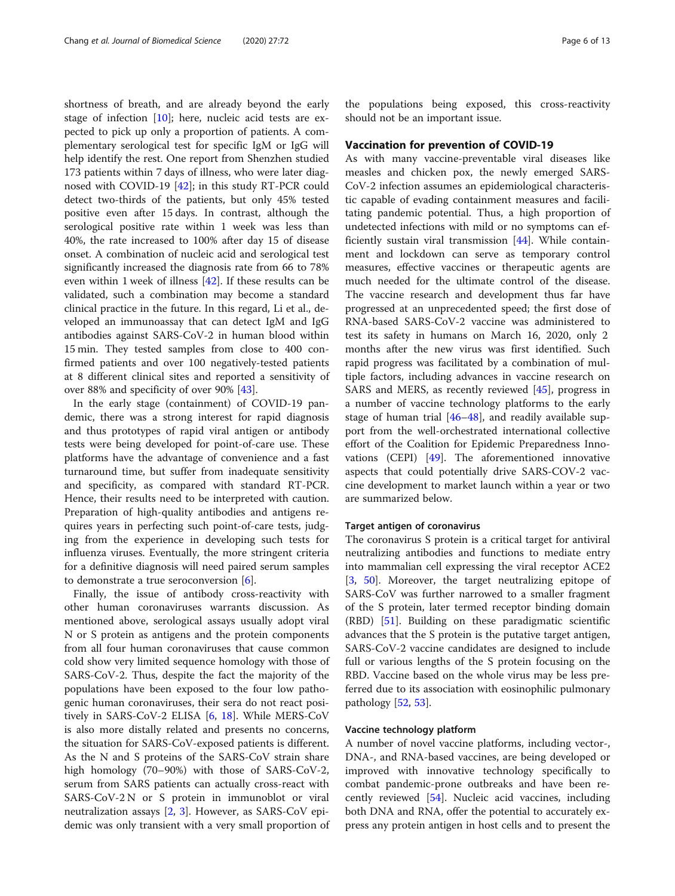shortness of breath, and are already beyond the early stage of infection [10]; here, nucleic acid tests are expected to pick up only a proportion of patients. A complementary serological test for specific IgM or IgG will help identify the rest. One report from Shenzhen studied 173 patients within 7 days of illness, who were later diagnosed with COVID-19 [42]; in this study RT-PCR could detect two-thirds of the patients, but only 45% tested positive even after 15 days. In contrast, although the serological positive rate within 1 week was less than 40%, the rate increased to 100% after day 15 of disease onset. A combination of nucleic acid and serological test significantly increased the diagnosis rate from 66 to 78% even within 1 week of illness [42]. If these results can be validated, such a combination may become a standard clinical practice in the future. In this regard, Li et al., developed an immunoassay that can detect IgM and IgG antibodies against SARS-CoV-2 in human blood within 15 min. They tested samples from close to 400 confirmed patients and over 100 negatively-tested patients at 8 different clinical sites and reported a sensitivity of over 88% and specificity of over 90% [43].

In the early stage (containment) of COVID-19 pandemic, there was a strong interest for rapid diagnosis and thus prototypes of rapid viral antigen or antibody tests were being developed for point-of-care use. These platforms have the advantage of convenience and a fast turnaround time, but suffer from inadequate sensitivity and specificity, as compared with standard RT-PCR. Hence, their results need to be interpreted with caution. Preparation of high-quality antibodies and antigens requires years in perfecting such point-of-care tests, judging from the experience in developing such tests for influenza viruses. Eventually, the more stringent criteria for a definitive diagnosis will need paired serum samples to demonstrate a true seroconversion [6].

Finally, the issue of antibody cross-reactivity with other human coronaviruses warrants discussion. As mentioned above, serological assays usually adopt viral N or S protein as antigens and the protein components from all four human coronaviruses that cause common cold show very limited sequence homology with those of SARS-CoV-2. Thus, despite the fact the majority of the populations have been exposed to the four low pathogenic human coronaviruses, their sera do not react positively in SARS-CoV-2 ELISA [6, 18]. While MERS-CoV is also more distally related and presents no concerns, the situation for SARS-CoV-exposed patients is different. As the N and S proteins of the SARS-CoV strain share high homology (70–90%) with those of SARS-CoV-2, serum from SARS patients can actually cross-react with SARS-CoV-2 N or S protein in immunoblot or viral neutralization assays [2, 3]. However, as SARS-CoV epidemic was only transient with a very small proportion of the populations being exposed, this cross-reactivity should not be an important issue.

## Vaccination for prevention of COVID-19

As with many vaccine-preventable viral diseases like measles and chicken pox, the newly emerged SARS-CoV-2 infection assumes an epidemiological characteristic capable of evading containment measures and facilitating pandemic potential. Thus, a high proportion of undetected infections with mild or no symptoms can efficiently sustain viral transmission [44]. While containment and lockdown can serve as temporary control measures, effective vaccines or therapeutic agents are much needed for the ultimate control of the disease. The vaccine research and development thus far have progressed at an unprecedented speed; the first dose of RNA-based SARS-CoV-2 vaccine was administered to test its safety in humans on March 16, 2020, only 2 months after the new virus was first identified. Such rapid progress was facilitated by a combination of multiple factors, including advances in vaccine research on SARS and MERS, as recently reviewed [45], progress in a number of vaccine technology platforms to the early stage of human trial [46–48], and readily available support from the well-orchestrated international collective effort of the Coalition for Epidemic Preparedness Innovations (CEPI) [49]. The aforementioned innovative aspects that could potentially drive SARS-COV-2 vaccine development to market launch within a year or two are summarized below.

### Target antigen of coronavirus

The coronavirus S protein is a critical target for antiviral neutralizing antibodies and functions to mediate entry into mammalian cell expressing the viral receptor ACE2 [3, 50]. Moreover, the target neutralizing epitope of SARS-CoV was further narrowed to a smaller fragment of the S protein, later termed receptor binding domain (RBD) [51]. Building on these paradigmatic scientific advances that the S protein is the putative target antigen, SARS-CoV-2 vaccine candidates are designed to include full or various lengths of the S protein focusing on the RBD. Vaccine based on the whole virus may be less preferred due to its association with eosinophilic pulmonary pathology [52, 53].

### Vaccine technology platform

A number of novel vaccine platforms, including vector-, DNA-, and RNA-based vaccines, are being developed or improved with innovative technology specifically to combat pandemic-prone outbreaks and have been recently reviewed [54]. Nucleic acid vaccines, including both DNA and RNA, offer the potential to accurately express any protein antigen in host cells and to present the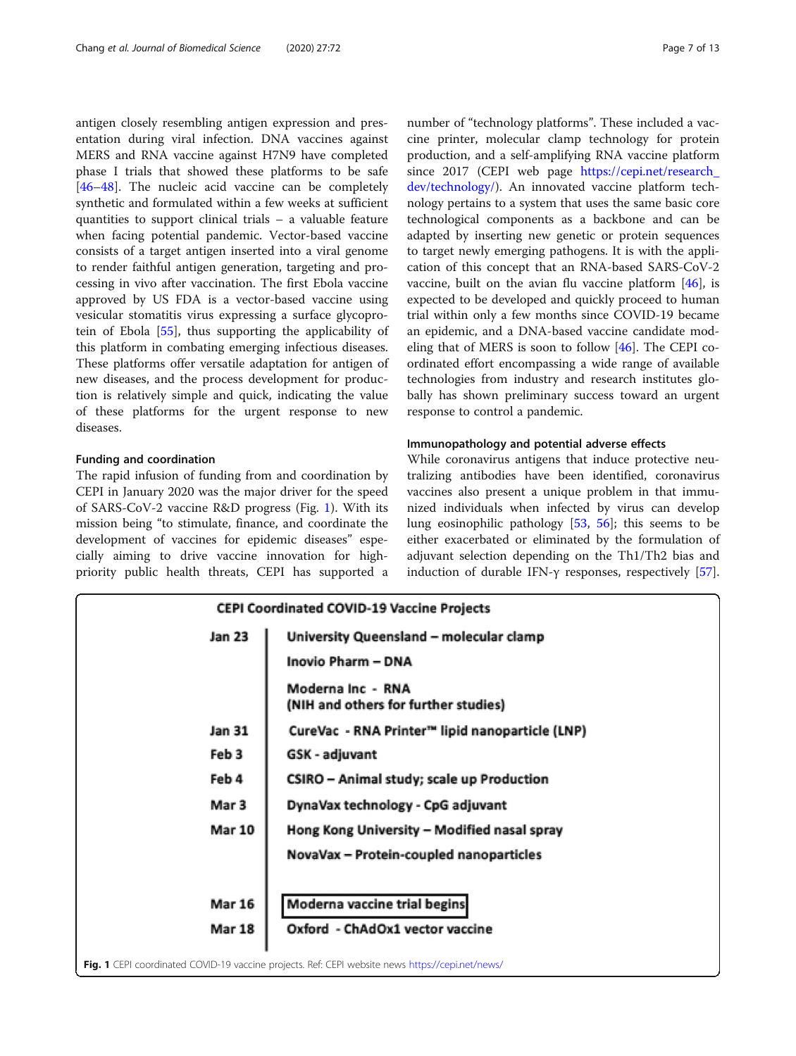antigen closely resembling antigen expression and presentation during viral infection. DNA vaccines against MERS and RNA vaccine against H7N9 have completed phase I trials that showed these platforms to be safe [46–48]. The nucleic acid vaccine can be completely synthetic and formulated within a few weeks at sufficient quantities to support clinical trials – a valuable feature when facing potential pandemic. Vector-based vaccine consists of a target antigen inserted into a viral genome to render faithful antigen generation, targeting and processing in vivo after vaccination. The first Ebola vaccine approved by US FDA is a vector-based vaccine using vesicular stomatitis virus expressing a surface glycoprotein of Ebola [55], thus supporting the applicability of this platform in combating emerging infectious diseases. These platforms offer versatile adaptation for antigen of new diseases, and the process development for production is relatively simple and quick, indicating the value of these platforms for the urgent response to new diseases.

#### Funding and coordination

The rapid infusion of funding from and coordination by CEPI in January 2020 was the major driver for the speed of SARS-CoV-2 vaccine R&D progress (Fig. 1). With its mission being "to stimulate, finance, and coordinate the development of vaccines for epidemic diseases" especially aiming to drive vaccine innovation for high-priority public health threats, CEPI has supported a number of "technology platforms". These included a vaccine printer, molecular clamp technology for protein production, and a self-amplifying RNA vaccine platform since 2017 (CEPI web page https://cepi.net/research_dev/technology/). An innovated vaccine platform technology pertains to a system that uses the same basic core technological components as a backbone and can be adapted by inserting new genetic or protein sequences to target newly emerging pathogens. It is with the application of this concept that an RNA-based SARS-CoV-2 vaccine, built on the avian flu vaccine platform [46], is expected to be developed and quickly proceed to human trial within only a few months since COVID-19 became an epidemic, and a DNA-based vaccine candidate modeling that of MERS is soon to follow [46]. The CEPI coordinated effort encompassing a wide range of available technologies from industry and research institutes globally has shown preliminary success toward an urgent response to control a pandemic.

#### Immunopathology and potential adverse effects

While coronavirus antigens that induce protective neutralizing antibodies have been identified, coronavirus vaccines also present a unique problem in that immunized individuals when infected by virus can develop lung eosinophilic pathology [53, 56]; this seems to be either exacerbated or eliminated by the formulation of adjuvant selection depending on the Th1/Th2 bias and induction of durable IFN-γ responses, respectively [57].

**CEPI Coordinated COVID-19 Vaccine Projects**

| Date | Project |
|---|---|
| Jan 23 | University Queensland – molecular clamp |
| | Inovio Pharm – DNA |
| | Moderna Inc - RNA (NIH and others for further studies) |
| Jan 31 | CureVac - RNA Printer™ lipid nanoparticle (LNP) |
| Feb 3 | GSK - adjuvant |
| Feb 4 | CSIRO – Animal study; scale up Production |
| Mar 3 | DynaVax technology - CpG adjuvant |
| Mar 10 | Hong Kong University – Modified nasal spray |
| | NovaVax – Protein-coupled nanoparticles |
| Mar 16 | Moderna vaccine trial begins |
| Mar 18 | Oxford - ChAdOx1 vector vaccine |

**Fig. 1** CEPI coordinated COVID-19 vaccine projects. Ref: CEPI website news https://cepi.net/news/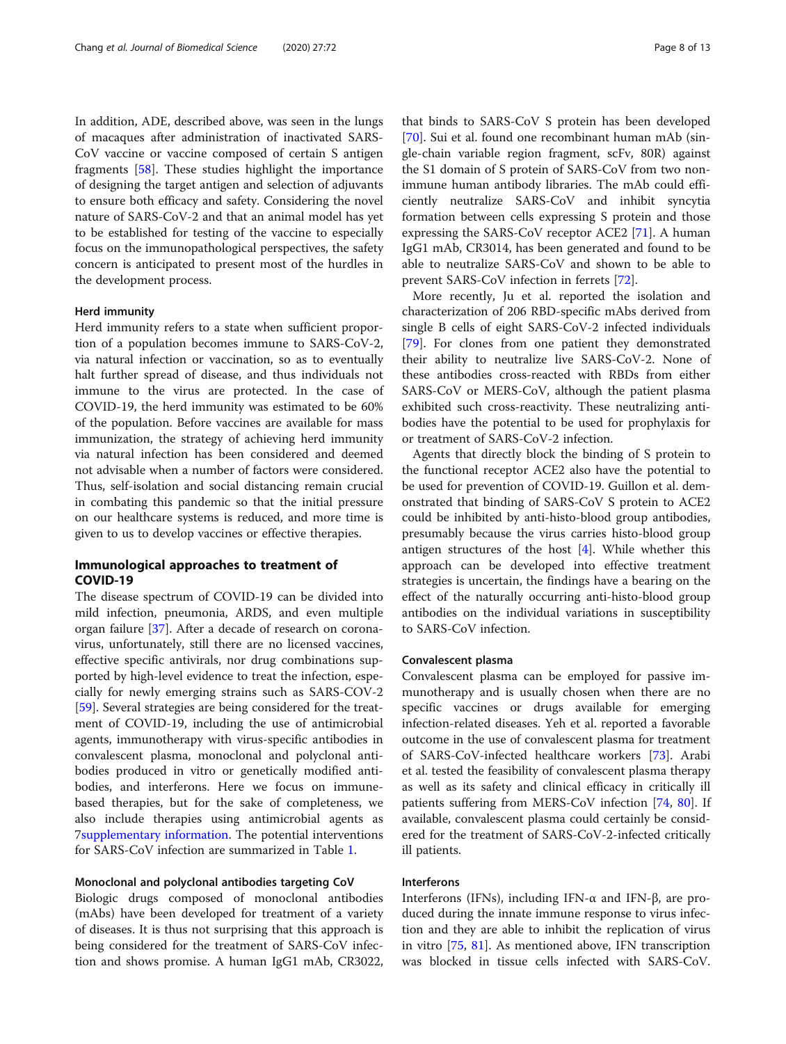In addition, ADE, described above, was seen in the lungs of macaques after administration of inactivated SARS-CoV vaccine or vaccine composed of certain S antigen fragments [58]. These studies highlight the importance of designing the target antigen and selection of adjuvants to ensure both efficacy and safety. Considering the novel nature of SARS-CoV-2 and that an animal model has yet to be established for testing of the vaccine to especially focus on the immunopathological perspectives, the safety concern is anticipated to present most of the hurdles in the development process.

#### Herd immunity

Herd immunity refers to a state when sufficient proportion of a population becomes immune to SARS-CoV-2, via natural infection or vaccination, so as to eventually halt further spread of disease, and thus individuals not immune to the virus are protected. In the case of COVID-19, the herd immunity was estimated to be 60% of the population. Before vaccines are available for mass immunization, the strategy of achieving herd immunity via natural infection has been considered and deemed not advisable when a number of factors were considered. Thus, self-isolation and social distancing remain crucial in combating this pandemic so that the initial pressure on our healthcare systems is reduced, and more time is given to us to develop vaccines or effective therapies.

## Immunological approaches to treatment of COVID-19

The disease spectrum of COVID-19 can be divided into mild infection, pneumonia, ARDS, and even multiple organ failure [37]. After a decade of research on coronavirus, unfortunately, still there are no licensed vaccines, effective specific antivirals, nor drug combinations supported by high-level evidence to treat the infection, especially for newly emerging strains such as SARS-COV-2 [59]. Several strategies are being considered for the treatment of COVID-19, including the use of antimicrobial agents, immunotherapy with virus-specific antibodies in convalescent plasma, monoclonal and polyclonal antibodies produced in vitro or genetically modified antibodies, and interferons. Here we focus on immune-based therapies, but for the sake of completeness, we also include therapies using antimicrobial agents as 7supplementary information. The potential interventions for SARS-CoV infection are summarized in Table 1.

#### Monoclonal and polyclonal antibodies targeting CoV

Biologic drugs composed of monoclonal antibodies (mAbs) have been developed for treatment of a variety of diseases. It is thus not surprising that this approach is being considered for the treatment of SARS-CoV infection and shows promise. A human IgG1 mAb, CR3022, that binds to SARS-CoV S protein has been developed [70]. Sui et al. found one recombinant human mAb (single-chain variable region fragment, scFv, 80R) against the S1 domain of S protein of SARS-CoV from two non-immune human antibody libraries. The mAb could efficiently neutralize SARS-CoV and inhibit syncytia formation between cells expressing S protein and those expressing the SARS-CoV receptor ACE2 [71]. A human IgG1 mAb, CR3014, has been generated and found to be able to neutralize SARS-CoV and shown to be able to prevent SARS-CoV infection in ferrets [72].

More recently, Ju et al. reported the isolation and characterization of 206 RBD-specific mAbs derived from single B cells of eight SARS-CoV-2 infected individuals [79]. For clones from one patient they demonstrated their ability to neutralize live SARS-CoV-2. None of these antibodies cross-reacted with RBDs from either SARS-CoV or MERS-CoV, although the patient plasma exhibited such cross-reactivity. These neutralizing antibodies have the potential to be used for prophylaxis for or treatment of SARS-CoV-2 infection.

Agents that directly block the binding of S protein to the functional receptor ACE2 also have the potential to be used for prevention of COVID-19. Guillon et al. demonstrated that binding of SARS-CoV S protein to ACE2 could be inhibited by anti-histo-blood group antibodies, presumably because the virus carries histo-blood group antigen structures of the host [4]. While whether this approach can be developed into effective treatment strategies is uncertain, the findings have a bearing on the effect of the naturally occurring anti-histo-blood group antibodies on the individual variations in susceptibility to SARS-CoV infection.

#### Convalescent plasma

Convalescent plasma can be employed for passive immunotherapy and is usually chosen when there are no specific vaccines or drugs available for emerging infection-related diseases. Yeh et al. reported a favorable outcome in the use of convalescent plasma for treatment of SARS-CoV-infected healthcare workers [73]. Arabi et al. tested the feasibility of convalescent plasma therapy as well as its safety and clinical efficacy in critically ill patients suffering from MERS-CoV infection [74, 80]. If available, convalescent plasma could certainly be considered for the treatment of SARS-CoV-2-infected critically ill patients.

#### Interferons

Interferons (IFNs), including IFN-α and IFN-β, are produced during the innate immune response to virus infection and they are able to inhibit the replication of virus in vitro [75, 81]. As mentioned above, IFN transcription was blocked in tissue cells infected with SARS-CoV.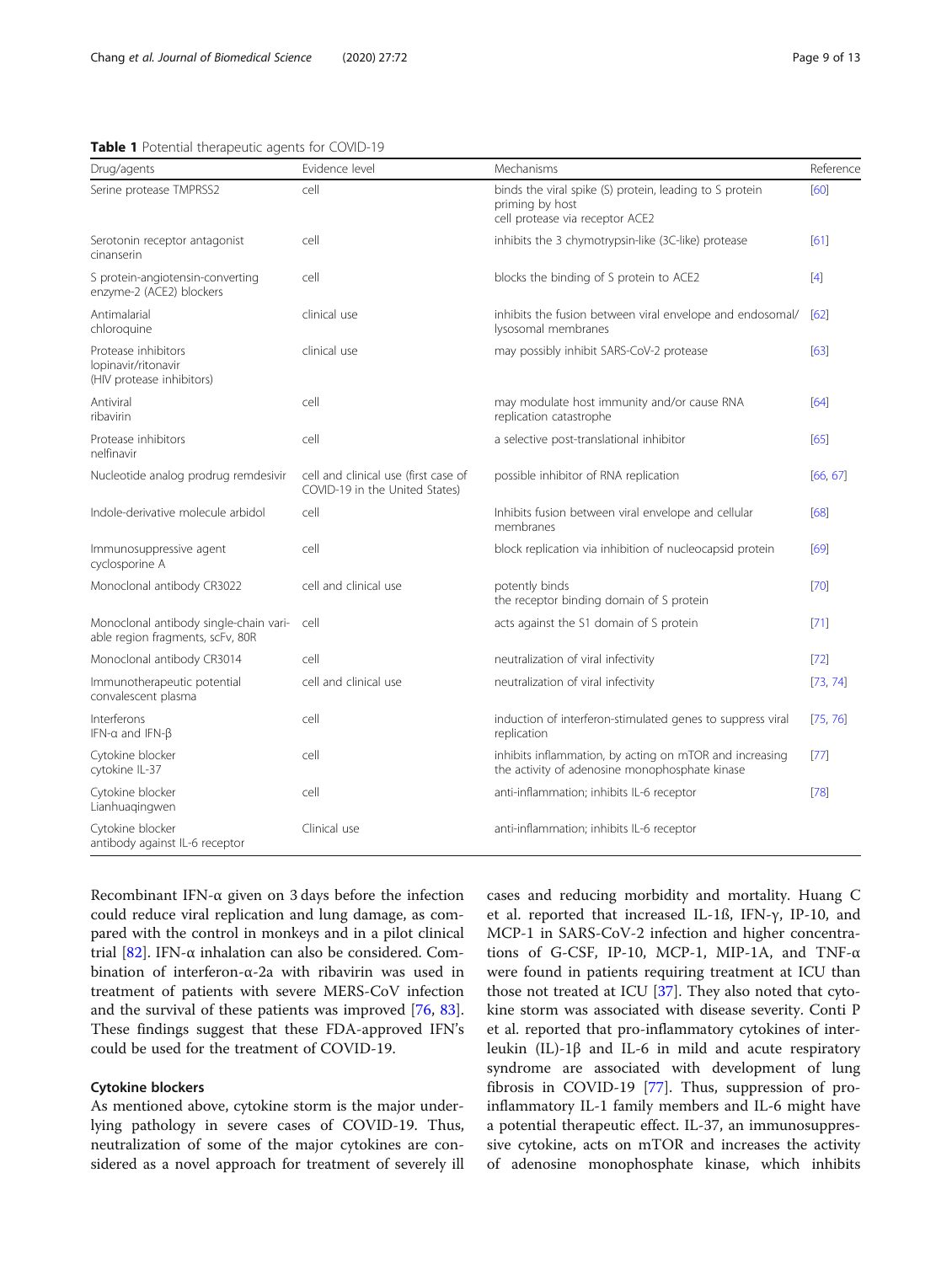**Table 1** Potential therapeutic agents for COVID-19

| Drug/agents | Evidence level | Mechanisms | Reference |
| --- | --- | --- | --- |
| Serine protease TMPRSS2 | cell | binds the viral spike (S) protein, leading to S protein priming by host cell protease via receptor ACE2 | [60] |
| Serotonin receptor antagonist cinanserin | cell | inhibits the 3 chymotrypsin-like (3C-like) protease | [61] |
| S protein-angiotensin-converting enzyme-2 (ACE2) blockers | cell | blocks the binding of S protein to ACE2 | [4] |
| Antimalarial chloroquine | clinical use | inhibits the fusion between viral envelope and endosomal/ lysosomal membranes | [62] |
| Protease inhibitors lopinavir/ritonavir (HIV protease inhibitors) | clinical use | may possibly inhibit SARS-CoV-2 protease | [63] |
| Antiviral ribavirin | cell | may modulate host immunity and/or cause RNA replication catastrophe | [64] |
| Protease inhibitors nelfinavir | cell | a selective post-translational inhibitor | [65] |
| Nucleotide analog prodrug remdesivir | cell and clinical use (first case of COVID-19 in the United States) | possible inhibitor of RNA replication | [66, 67] |
| Indole-derivative molecule arbidol | cell | Inhibits fusion between viral envelope and cellular membranes | [68] |
| Immunosuppressive agent cyclosporine A | cell | block replication via inhibition of nucleocapsid protein | [69] |
| Monoclonal antibody CR3022 | cell and clinical use | potently binds the receptor binding domain of S protein | [70] |
| Monoclonal antibody single-chain variable region fragments, scFv, 80R | cell | acts against the S1 domain of S protein | [71] |
| Monoclonal antibody CR3014 | cell | neutralization of viral infectivity | [72] |
| Immunotherapeutic potential convalescent plasma | cell and clinical use | neutralization of viral infectivity | [73, 74] |
| Interferons IFN-α and IFN-β | cell | induction of interferon-stimulated genes to suppress viral replication | [75, 76] |
| Cytokine blocker cytokine IL-37 | cell | inhibits inflammation, by acting on mTOR and increasing the activity of adenosine monophosphate kinase | [77] |
| Cytokine blocker Lianhuaqingwen | cell | anti-inflammation; inhibits IL-6 receptor | [78] |
| Cytokine blocker antibody against IL-6 receptor | Clinical use | anti-inflammation; inhibits IL-6 receptor | |

Recombinant IFN-α given on 3 days before the infection could reduce viral replication and lung damage, as compared with the control in monkeys and in a pilot clinical trial [82]. IFN-α inhalation can also be considered. Combination of interferon-α-2a with ribavirin was used in treatment of patients with severe MERS-CoV infection and the survival of these patients was improved [76, 83]. These findings suggest that these FDA-approved IFN's could be used for the treatment of COVID-19.

### Cytokine blockers

As mentioned above, cytokine storm is the major underlying pathology in severe cases of COVID-19. Thus, neutralization of some of the major cytokines are considered as a novel approach for treatment of severely ill cases and reducing morbidity and mortality. Huang C et al. reported that increased IL-1ß, IFN-γ, IP-10, and MCP-1 in SARS-CoV-2 infection and higher concentrations of G-CSF, IP-10, MCP-1, MIP-1A, and TNF-α were found in patients requiring treatment at ICU than those not treated at ICU [37]. They also noted that cytokine storm was associated with disease severity. Conti P et al. reported that pro-inflammatory cytokines of interleukin (IL)-1β and IL-6 in mild and acute respiratory syndrome are associated with development of lung fibrosis in COVID-19 [77]. Thus, suppression of pro-inflammatory IL-1 family members and IL-6 might have a potential therapeutic effect. IL-37, an immunosuppressive cytokine, acts on mTOR and increases the activity of adenosine monophosphate kinase, which inhibits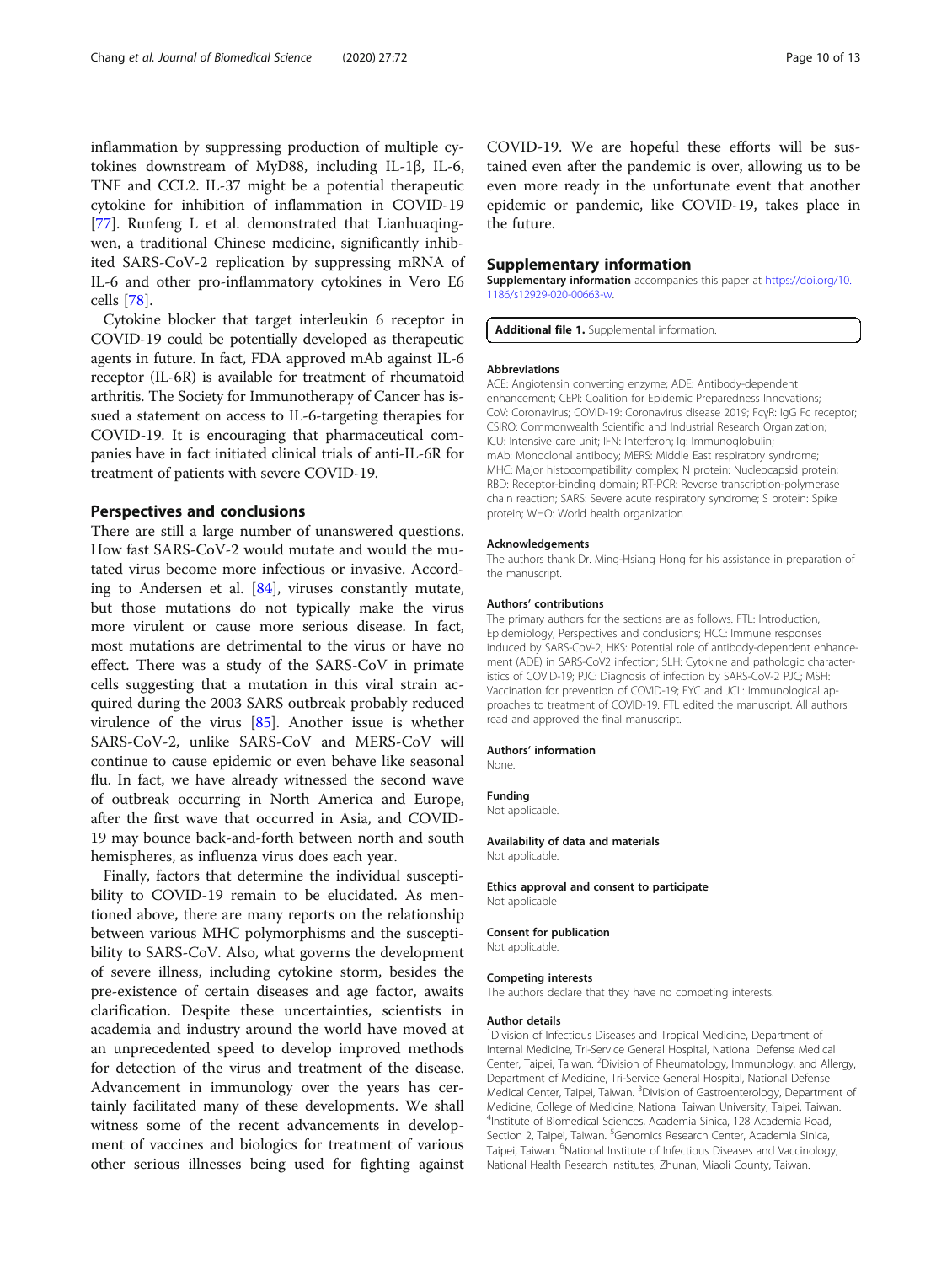inflammation by suppressing production of multiple cytokines downstream of MyD88, including IL-1β, IL-6, TNF and CCL2. IL-37 might be a potential therapeutic cytokine for inhibition of inflammation in COVID-19 [77]. Runfeng L et al. demonstrated that Lianhuaqingwen, a traditional Chinese medicine, significantly inhibited SARS-CoV-2 replication by suppressing mRNA of IL-6 and other pro-inflammatory cytokines in Vero E6 cells [78].

Cytokine blocker that target interleukin 6 receptor in COVID-19 could be potentially developed as therapeutic agents in future. In fact, FDA approved mAb against IL-6 receptor (IL-6R) is available for treatment of rheumatoid arthritis. The Society for Immunotherapy of Cancer has issued a statement on access to IL-6-targeting therapies for COVID-19. It is encouraging that pharmaceutical companies have in fact initiated clinical trials of anti-IL-6R for treatment of patients with severe COVID-19.

## Perspectives and conclusions

There are still a large number of unanswered questions. How fast SARS-CoV-2 would mutate and would the mutated virus become more infectious or invasive. According to Andersen et al. [84], viruses constantly mutate, but those mutations do not typically make the virus more virulent or cause more serious disease. In fact, most mutations are detrimental to the virus or have no effect. There was a study of the SARS-CoV in primate cells suggesting that a mutation in this viral strain acquired during the 2003 SARS outbreak probably reduced virulence of the virus [85]. Another issue is whether SARS-CoV-2, unlike SARS-CoV and MERS-CoV will continue to cause epidemic or even behave like seasonal flu. In fact, we have already witnessed the second wave of outbreak occurring in North America and Europe, after the first wave that occurred in Asia, and COVID-19 may bounce back-and-forth between north and south hemispheres, as influenza virus does each year.

Finally, factors that determine the individual susceptibility to COVID-19 remain to be elucidated. As mentioned above, there are many reports on the relationship between various MHC polymorphisms and the susceptibility to SARS-CoV. Also, what governs the development of severe illness, including cytokine storm, besides the pre-existence of certain diseases and age factor, awaits clarification. Despite these uncertainties, scientists in academia and industry around the world have moved at an unprecedented speed to develop improved methods for detection of the virus and treatment of the disease. Advancement in immunology over the years has certainly facilitated many of these developments. We shall witness some of the recent advancements in development of vaccines and biologics for treatment of various other serious illnesses being used for fighting against COVID-19. We are hopeful these efforts will be sustained even after the pandemic is over, allowing us to be even more ready in the unfortunate event that another epidemic or pandemic, like COVID-19, takes place in the future.

## Supplementary information

**Supplementary information** accompanies this paper at https://doi.org/10.1186/s12929-020-00663-w.

**Additional file 1.** Supplemental information.

### Abbreviations

ACE: Angiotensin converting enzyme; ADE: Antibody-dependent enhancement; CEPI: Coalition for Epidemic Preparedness Innovations; CoV: Coronavirus; COVID-19: Coronavirus disease 2019; FcγR: IgG Fc receptor; CSIRO: Commonwealth Scientific and Industrial Research Organization; ICU: Intensive care unit; IFN: Interferon; Ig: Immunoglobulin; mAb: Monoclonal antibody; MERS: Middle East respiratory syndrome; MHC: Major histocompatibility complex; N protein: Nucleocapsid protein; RBD: Receptor-binding domain; RT-PCR: Reverse transcription-polymerase chain reaction; SARS: Severe acute respiratory syndrome; S protein: Spike protein; WHO: World health organization

### Acknowledgements

The authors thank Dr. Ming-Hsiang Hong for his assistance in preparation of the manuscript.

### Authors' contributions

The primary authors for the sections are as follows. FTL: Introduction, Epidemiology, Perspectives and conclusions; HCC: Immune responses induced by SARS-CoV-2; HKS: Potential role of antibody-dependent enhancement (ADE) in SARS-CoV-2 infection; SLH: Cytokine and pathologic characteristics of COVID-19; PJC: Diagnosis of infection by SARS-CoV-2 PJC; MSH: Vaccination for prevention of COVID-19; FYC and JCL: Immunological approaches to treatment of COVID-19. FTL edited the manuscript. All authors read and approved the final manuscript.

### Authors' information

None.

### Funding

Not applicable.

### Availability of data and materials

Not applicable.

### Ethics approval and consent to participate

Not applicable

### Consent for publication

Not applicable.

### Competing interests

The authors declare that they have no competing interests.

### Author details

[1]Division of Infectious Diseases and Tropical Medicine, Department of Internal Medicine, Tri-Service General Hospital, National Defense Medical Center, Taipei, Taiwan. [2]Division of Rheumatology, Immunology, and Allergy, Department of Medicine, Tri-Service General Hospital, National Defense Medical Center, Taipei, Taiwan. [3]Division of Gastroenterology, Department of Medicine, College of Medicine, National Taiwan University, Taipei, Taiwan. [4]Institute of Biomedical Sciences, Academia Sinica, 128 Academia Road, Section 2, Taipei, Taiwan. [5]Genomics Research Center, Academia Sinica, Taipei, Taiwan. [6]National Institute of Infectious Diseases and Vaccinology, National Health Research Institutes, Zhunan, Miaoli County, Taiwan.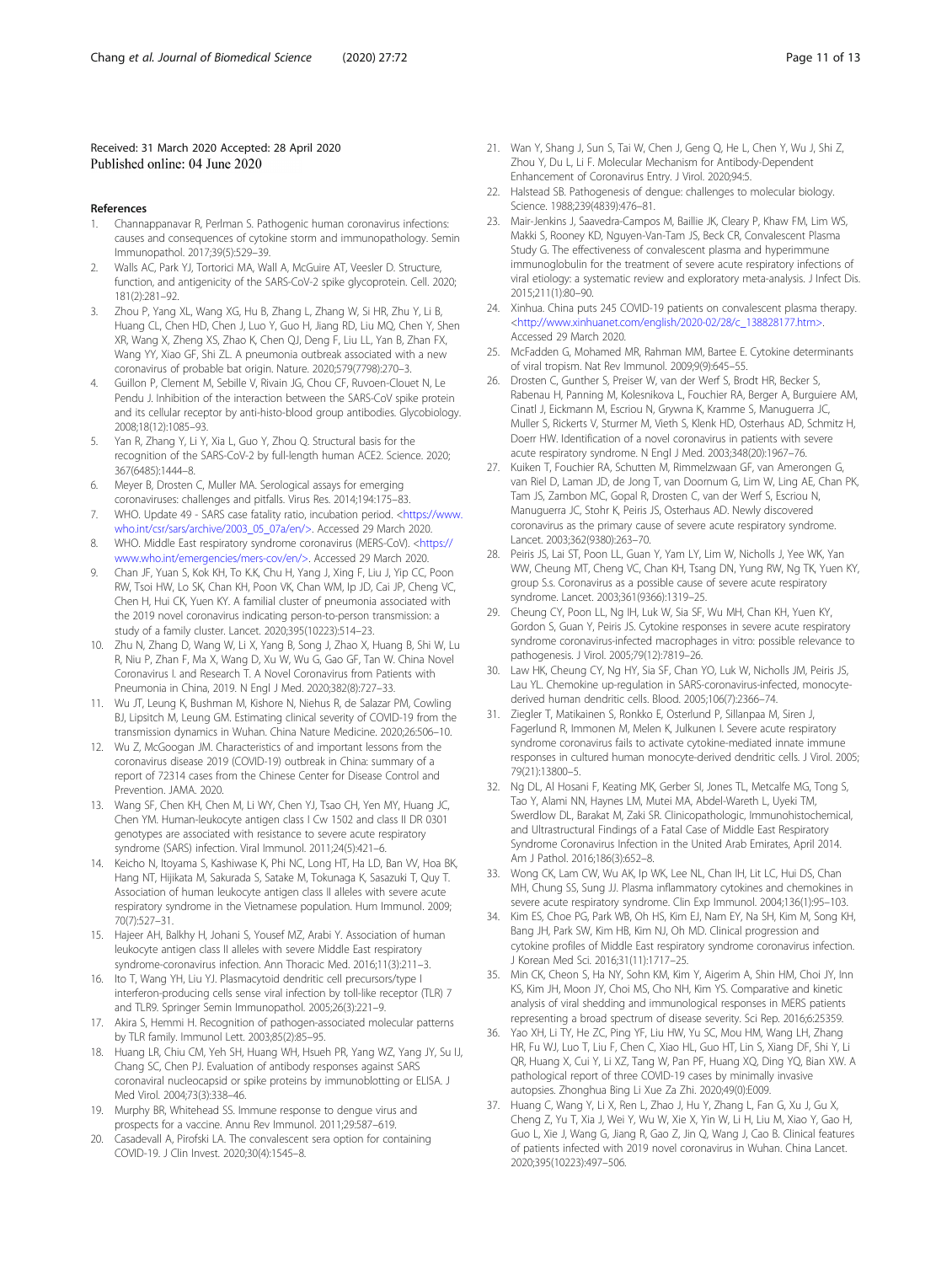Received: 31 March 2020 Accepted: 28 April 2020
Published online: 04 June 2020

## References

1. Channappanavar R, Perlman S. Pathogenic human coronavirus infections: causes and consequences of cytokine storm and immunopathology. Semin Immunopathol. 2017;39(5):529–39.
2. Walls AC, Park YJ, Tortorici MA, Wall A, McGuire AT, Veesler D. Structure, function, and antigenicity of the SARS-CoV-2 spike glycoprotein. Cell. 2020; 181(2):281–92.
3. Zhou P, Yang XL, Wang XG, Hu B, Zhang L, Zhang W, Si HR, Zhu Y, Li B, Huang CL, Chen HD, Chen J, Luo Y, Guo H, Jiang RD, Liu MQ, Chen Y, Shen XR, Wang X, Zheng XS, Zhao K, Chen QJ, Deng F, Liu LL, Yan B, Zhan FX, Wang YY, Xiao GF, Shi ZL. A pneumonia outbreak associated with a new coronavirus of probable bat origin. Nature. 2020;579(7798):270–3.
4. Guillon P, Clement M, Sebille V, Rivain JG, Chou CF, Ruvoen-Clouet N, Le Pendu J. Inhibition of the interaction between the SARS-CoV spike protein and its cellular receptor by anti-histo-blood group antibodies. Glycobiology. 2008;18(12):1085–93.
5. Yan R, Zhang Y, Li Y, Xia L, Guo Y, Zhou Q. Structural basis for the recognition of the SARS-CoV-2 by full-length human ACE2. Science. 2020; 367(6485):1444–8.
6. Meyer B, Drosten C, Muller MA. Serological assays for emerging coronaviruses: challenges and pitfalls. Virus Res. 2014;194:175–83.
7. WHO. Update 49 - SARS case fatality ratio, incubation period. <https://www.who.int/csr/sars/archive/2003_05_07a/en/>. Accessed 29 March 2020.
8. WHO. Middle East respiratory syndrome coronavirus (MERS-CoV). <https://www.who.int/emergencies/mers-cov/en/>. Accessed 29 March 2020.
9. Chan JF, Yuan S, Kok KH, To KK, Chu H, Yang J, Xing F, Liu J, Yip CC, Poon RW, Tsoi HW, Lo SK, Chan KH, Poon VK, Chan WM, Ip JD, Cai JP, Cheng VC, Chen H, Hui CK, Yuen KY. A familial cluster of pneumonia associated with the 2019 novel coronavirus indicating person-to-person transmission: a study of a family cluster. Lancet. 2020;395(10223):514–23.
10. Zhu N, Zhang D, Wang W, Li X, Yang B, Song J, Zhao X, Huang B, Shi W, Lu R, Niu P, Zhan F, Ma X, Wang D, Xu W, Wu G, Gao GF, Tan W. China Novel Coronavirus I. and Research T. A Novel Coronavirus from Patients with Pneumonia in China, 2019. N Engl J Med. 2020;382(8):727–33.
11. Wu JT, Leung K, Bushman M, Kishore N, Niehus R, de Salazar PM, Cowling BJ, Lipsitch M, Leung GM. Estimating clinical severity of COVID-19 from the transmission dynamics in Wuhan. China Nature Medicine. 2020;26:506–10.
12. Wu Z, McGoogan JM. Characteristics of and important lessons from the coronavirus disease 2019 (COVID-19) outbreak in China: summary of a report of 72314 cases from the Chinese Center for Disease Control and Prevention. JAMA. 2020.
13. Wang SF, Chen KH, Chen M, Li WY, Chen YJ, Tsao CH, Yen MY, Huang JC, Chen YM. Human-leukocyte antigen class I Cw 1502 and class II DR 0301 genotypes are associated with resistance to severe acute respiratory syndrome (SARS) infection. Viral Immunol. 2011;24(5):421–6.
14. Keicho N, Itoyama S, Kashiwase K, Phi NC, Long HT, Ha LD, Ban VV, Hoa BK, Hang NT, Hijikata M, Sakurada S, Satake M, Tokunaga K, Sasazuki T, Quy T. Association of human leukocyte antigen class II alleles with severe acute respiratory syndrome in the Vietnamese population. Hum Immunol. 2009; 70(7):527–31.
15. Hajeer AH, Balkhy H, Johani S, Yousef MZ, Arabi Y. Association of human leukocyte antigen class II alleles with severe Middle East respiratory syndrome-coronavirus infection. Ann Thoracic Med. 2016;11(3):211–3.
16. Ito T, Wang YH, Liu YJ. Plasmacytoid dendritic cell precursors/type I interferon-producing cells sense viral infection by toll-like receptor (TLR) 7 and TLR9. Springer Semin Immunopathol. 2005;26(3):221–9.
17. Akira S, Hemmi H. Recognition of pathogen-associated molecular patterns by TLR family. Immunol Lett. 2003;85(2):85–95.
18. Huang LR, Chiu CM, Yeh SH, Huang WH, Hsueh PR, Yang WZ, Yang JY, Su IJ, Chang SC, Chen PJ. Evaluation of antibody responses against SARS coronaviral nucleocapsid or spike proteins by immunoblotting or ELISA. J Med Virol. 2004;73(3):338–46.
19. Murphy BR, Whitehead SS. Immune response to dengue virus and prospects for a vaccine. Annu Rev Immunol. 2011;29:587–619.
20. Casadevall A, Pirofski LA. The convalescent sera option for containing COVID-19. J Clin Invest. 2020;30(4):1545–8.
21. Wan Y, Shang J, Sun S, Tai W, Chen J, Geng Q, He L, Chen Y, Wu J, Shi Z, Zhou Y, Du L, Li F. Molecular Mechanism for Antibody-Dependent Enhancement of Coronavirus Entry. J Virol. 2020;94:5.
22. Halstead SB. Pathogenesis of dengue: challenges to molecular biology. Science. 1988;239(4839):476–81.
23. Mair-Jenkins J, Saavedra-Campos M, Baillie JK, Cleary P, Khaw FM, Lim WS, Makki S, Rooney KD, Nguyen-Van-Tam JS, Beck CR, Convalescent Plasma Study G. The effectiveness of convalescent plasma and hyperimmune immunoglobulin for the treatment of severe acute respiratory infections of viral etiology: a systematic review and exploratory meta-analysis. J Infect Dis. 2015;211(1):80–90.
24. Xinhua. China puts 245 COVID-19 patients on convalescent plasma therapy. <http://www.xinhuanet.com/english/2020-02/28/c_138828177.htm>. Accessed 29 March 2020.
25. McFadden G, Mohamed MR, Rahman MM, Bartee E. Cytokine determinants of viral tropism. Nat Rev Immunol. 2009;9(9):645–55.
26. Drosten C, Gunther S, Preiser W, van der Werf S, Brodt HR, Becker S, Rabenau H, Panning M, Kolesnikova L, Fouchier RA, Berger A, Burguiere AM, Cinatl J, Eickmann M, Escriou N, Grywna K, Kramme S, Manuguerra JC, Muller S, Rickerts V, Sturmer M, Vieth S, Klenk HD, Osterhaus AD, Schmitz H, Doerr HW. Identification of a novel coronavirus in patients with severe acute respiratory syndrome. N Engl J Med. 2003;348(20):1967–76.
27. Kuiken T, Fouchier RA, Schutten M, Rimmelzwaan GF, van Amerongen G, van Riel D, Laman JD, de Jong T, van Doornum G, Lim W, Ling AE, Chan PK, Tam JS, Zambon MC, Gopal R, Drosten C, van der Werf S, Escriou N, Manuguerra JC, Stohr K, Peiris JS, Osterhaus AD. Newly discovered coronavirus as the primary cause of severe acute respiratory syndrome. Lancet. 2003;362(9380):263–70.
28. Peiris JS, Lai ST, Poon LL, Guan Y, Yam LY, Lim W, Nicholls J, Yee WK, Yan WW, Cheung MT, Cheng VC, Chan KH, Tsang DN, Yung RW, Ng TK, Yuen KY, group S.s. Coronavirus as a possible cause of severe acute respiratory syndrome. Lancet. 2003;361(9366):1319–25.
29. Cheung CY, Poon LL, Ng IH, Luk W, Sia SF, Wu MH, Chan KH, Yuen KY, Gordon S, Guan Y, Peiris JS. Cytokine responses in severe acute respiratory syndrome coronavirus-infected macrophages in vitro: possible relevance to pathogenesis. J Virol. 2005;79(12):7819–26.
30. Law HK, Cheung CY, Ng HY, Sia SF, Chan YO, Luk W, Nicholls JM, Peiris JS, Lau YL. Chemokine up-regulation in SARS-coronavirus-infected, monocyte-derived human dendritic cells. Blood. 2005;106(7):2366–74.
31. Ziegler T, Matikainen S, Ronkko E, Osterlund P, Sillanpaa M, Siren J, Fagerlund R, Immonen M, Melen K, Julkunen I. Severe acute respiratory syndrome coronavirus fails to activate cytokine-mediated innate immune responses in cultured human monocyte-derived dendritic cells. J Virol. 2005; 79(21):13800–5.
32. Ng DL, Al Hosani F, Keating MK, Gerber SI, Jones TL, Metcalfe MG, Tong S, Tao Y, Alami NN, Haynes LM, Mutei MA, Abdel-Wareth L, Uyeki TM, Swerdlow DL, Barakat M, Zaki SR. Clinicopathologic, Immunohistochemical, and Ultrastructural Findings of a Fatal Case of Middle East Respiratory Syndrome Coronavirus Infection in the United Arab Emirates, April 2014. Am J Pathol. 2016;186(3):652–8.
33. Wong CK, Lam CW, Wu AK, Ip WK, Lee NL, Chan IH, Lit LC, Hui DS, Chan MH, Chung SS, Sung JJ. Plasma inflammatory cytokines and chemokines in severe acute respiratory syndrome. Clin Exp Immunol. 2004;136(1):95–103.
34. Kim ES, Choe PG, Park WB, Oh HS, Kim EJ, Nam EY, Na SH, Kim M, Song KH, Bang JH, Park SW, Kim HB, Kim NJ, Oh MD. Clinical progression and cytokine profiles of Middle East respiratory syndrome coronavirus infection. J Korean Med Sci. 2016;31(11):1717–25.
35. Min CK, Cheon S, Ha NY, Sohn KM, Kim Y, Aigerim A, Shin HM, Choi JY, Inn KS, Kim JH, Moon JY, Choi MS, Cho NH, Kim YS. Comparative and kinetic analysis of viral shedding and immunological responses in MERS patients representing a broad spectrum of disease severity. Sci Rep. 2016;6:25359.
36. Yao XH, Li TY, He ZC, Ping YF, Liu HW, Yu SC, Mou HM, Wang LH, Zhang HR, Fu WJ, Luo T, Liu F, Chen C, Xiao HL, Guo HT, Lin S, Xiang DF, Shi Y, Li QR, Huang X, Cui Y, Li XZ, Tang W, Pan PF, Huang XQ, Ding YQ, Bian XW. A pathological report of three COVID-19 cases by minimally invasive autopsies. Zhonghua Bing Li Xue Za Zhi. 2020;49(0):E009.
37. Huang C, Wang Y, Li X, Ren L, Zhao J, Hu Y, Zhang L, Fan G, Xu J, Gu X, Cheng Z, Yu T, Xia J, Wei Y, Wu W, Xie X, Yin W, Li H, Liu M, Xiao Y, Gao H, Guo L, Xie J, Wang G, Jiang R, Gao Z, Jin Q, Wang J, Cao B. Clinical features of patients infected with 2019 novel coronavirus in Wuhan. China Lancet. 2020;395(10223):497–506.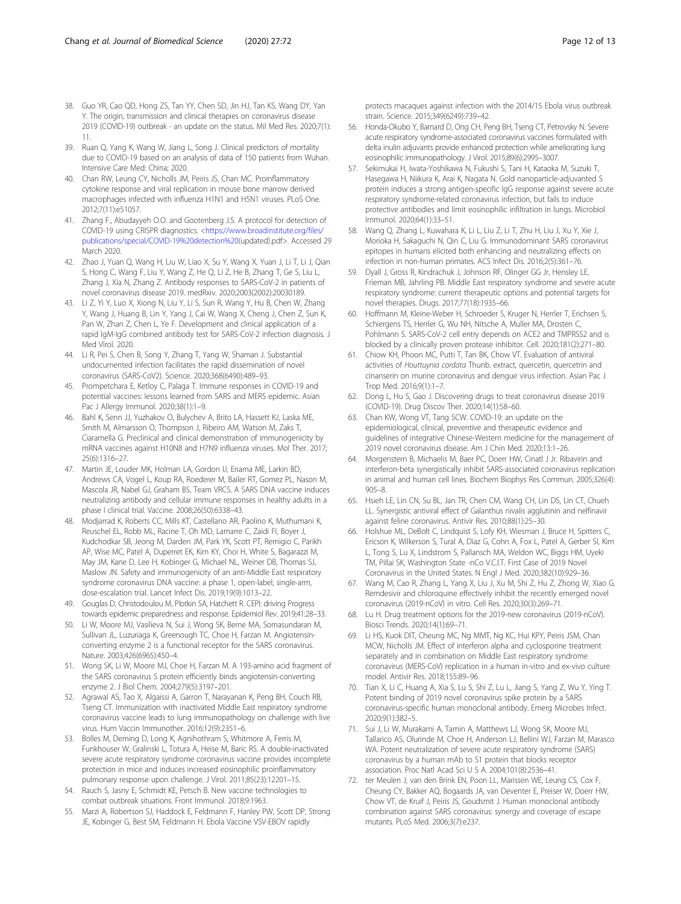38. Guo YR, Cao QD, Hong ZS, Tan YY, Chen SD, Jin HJ, Tan KS, Wang DY, Yan Y. The origin, transmission and clinical therapies on coronavirus disease 2019 (COVID-19) outbreak - an update on the status. Mil Med Res. 2020;7(1):11.
39. Ruan Q, Yang K, Wang W, Jiang L, Song J. Clinical predictors of mortality due to COVID-19 based on an analysis of data of 150 patients from Wuhan. Intensive Care Med: China; 2020.
40. Chan RW, Leung CY, Nicholls JM, Peiris JS, Chan MC. Proinflammatory cytokine response and viral replication in mouse bone marrow derived macrophages infected with influenza H1N1 and H5N1 viruses. PLoS One. 2012;7(11):e51057.
41. Zhang F., Abudayyeh O.O. and Gootenberg J.S. A protocol for detection of COVID-19 using CRISPR diagnostics. <https://www.broadinstitute.org/files/publications/special/COVID-19%20detection%20(updated).pdf>. Accessed 29 March 2020.
42. Zhao J, Yuan Q, Wang H, Liu W, Liao X, Su Y, Wang X, Yuan J, Li T, Li J, Qian S, Hong C, Wang F, Liu Y, Wang Z, He Q, Li Z, He B, Zhang T, Ge S, Liu L, Zhang J, Xia N, Zhang Z. Antibody responses to SARS-CoV-2 in patients of novel coronavirus disease 2019. medRxiv. 2020;2003(2002):20030189.
43. Li Z, Yi Y, Luo X, Xiong N, Liu Y, Li S, Sun R, Wang Y, Hu B, Chen W, Zhang Y, Wang J, Huang B, Lin Y, Yang J, Cai W, Wang X, Cheng J, Chen Z, Sun K, Pan W, Zhan Z, Chen L, Ye F. Development and clinical application of a rapid IgM-IgG combined antibody test for SARS-CoV-2 infection diagnosis. J Med Virol. 2020.
44. Li R, Pei S, Chen B, Song Y, Zhang T, Yang W, Shaman J. Substantial undocumented infection facilitates the rapid dissemination of novel coronavirus (SARS-CoV2). Science. 2020;368(6490):489–93.
45. Prompetchara E, Ketloy C, Palaga T. Immune responses in COVID-19 and potential vaccines: lessons learned from SARS and MERS epidemic. Asian Pac J Allergy Immunol. 2020;38(1):1–9.
46. Bahl K, Senn JJ, Yuzhakov O, Bulychev A, Brito LA, Hassett KJ, Laska ME, Smith M, Almarsson O, Thompson J, Ribeiro AM, Watson M, Zaks T, Ciaramella G. Preclinical and clinical demonstration of immunogenicity by mRNA vaccines against H10N8 and H7N9 influenza viruses. Mol Ther. 2017;25(6):1316–27.
47. Martin JE, Louder MK, Holman LA, Gordon IJ, Enama ME, Larkin BD, Andrews CA, Vogel L, Koup RA, Roederer M, Bailer RT, Gomez PL, Nason M, Mascola JR, Nabel GJ, Graham BS, Team VRCS. A SARS DNA vaccine induces neutralizing antibody and cellular immune responses in healthy adults in a phase I clinical trial. Vaccine. 2008;26(50):6338–43.
48. Modjarrad K, Roberts CC, Mills KT, Castellano AR, Paolino K, Muthumani K, Reuschel EL, Robb ML, Racine T, Oh MD, Lamarre C, Zaidi FI, Boyer J, Kudchodkar SB, Jeong M, Darden JM, Park YK, Scott PT, Remigio C, Parikh AP, Wise MC, Patel A, Duperret EK, Kim KY, Choi H, White S, Bagarazzi M, May JM, Kane D, Lee H, Kobinger G, Michael NL, Weiner DB, Thomas SJ, Maslow JN. Safety and immunogenicity of an anti-Middle East respiratory syndrome coronavirus DNA vaccine: a phase 1, open-label, single-arm, dose-escalation trial. Lancet Infect Dis. 2019;19(9):1013–22.
49. Gouglas D, Christodoulou M, Plotkin SA, Hatchett R. CEPI: driving Progress towards epidemic preparedness and response. Epidemiol Rev. 2019;41:28–33.
50. Li W, Moore MJ, Vasilieva N, Sui J, Wong SK, Berne MA, Somasundaran M, Sullivan JL, Luzuriaga K, Greenough TC, Choe H, Farzan M. Angiotensin-converting enzyme 2 is a functional receptor for the SARS coronavirus. Nature. 2003;426(6965):450–4.
51. Wong SK, Li W, Moore MJ, Choe H, Farzan M. A 193-amino acid fragment of the SARS coronavirus S protein efficiently binds angiotensin-converting enzyme 2. J Biol Chem. 2004;279(5):3197–201.
52. Agrawal AS, Tao X, Algaissi A, Garron T, Narayanan K, Peng BH, Couch RB, Tseng CT. Immunization with inactivated Middle East respiratory syndrome coronavirus vaccine leads to lung immunopathology on challenge with live virus. Hum Vaccin Immunother. 2016;12(9):2351–6.
53. Bolles M, Deming D, Long K, Agnihothram S, Whitmore A, Ferris M, Funkhouser W, Gralinski L, Totura A, Heise M, Baric RS. A double-inactivated severe acute respiratory syndrome coronavirus vaccine provides incomplete protection in mice and induces increased eosinophilic proinflammatory pulmonary response upon challenge. J Virol. 2011;85(23):12201–15.
54. Rauch S, Jasny E, Schmidt KE, Petsch B. New vaccine technologies to combat outbreak situations. Front Immunol. 2018;9:1963.
55. Marzi A, Robertson SJ, Haddock E, Feldmann F, Hanley PW, Scott DP, Strong JE, Kobinger G, Best SM, Feldmann H. Ebola vaccine VSV-EBOV rapidly protects macaques against infection with the 2014/15 Ebola virus outbreak strain. Science. 2015;349(6249):739–42.
56. Honda-Okubo Y, Barnard D, Ong CH, Peng BH, Tseng CT, Petrovsky N. Severe acute respiratory syndrome-associated coronavirus vaccines formulated with delta inulin adjuvants provide enhanced protection while ameliorating lung eosinophilic immunopathology. J Virol. 2015;89(6):2995–3007.
57. Sekimukai H, Iwata-Yoshikawa N, Fukushi S, Tani H, Kataoka M, Suzuki T, Hasegawa H, Niikura K, Arai K, Nagata N. Gold nanoparticle-adjuvanted S protein induces a strong antigen-specific IgG response against severe acute respiratory syndrome-related coronavirus infection, but fails to induce protective antibodies and limit eosinophilic infiltration in lungs. Microbiol Immunol. 2020;64(1):33–51.
58. Wang Q, Zhang L, Kuwahara K, Li L, Liu Z, Li T, Zhu H, Liu J, Xu Y, Xie J, Morioka H, Sakaguchi N, Qin C, Liu G. Immunodominant SARS coronavirus epitopes in humans elicited both enhancing and neutralizing effects on infection in non-human primates. ACS Infect Dis. 2016;2(5):361–76.
59. Dyall J, Gross R, Kindrachuk J, Johnson RF, Olinger GG Jr, Hensley LE, Frieman MB, Jahrling PB. Middle East respiratory syndrome and severe acute respiratory syndrome: current therapeutic options and potential targets for novel therapies. Drugs. 2017;77(18):1935–66.
60. Hoffmann M, Kleine-Weber H, Schroeder S, Kruger N, Herrler T, Erichsen S, Schiergens TS, Herrler G, Wu NH, Nitsche A, Muller MA, Drosten C, Pohlmann S. SARS-CoV-2 cell entry depends on ACE2 and TMPRSS2 and is blocked by a clinically proven protease inhibitor. Cell. 2020;181(2):271–80.
61. Chiow KH, Phoon MC, Putti T, Tan BK, Chow VT. Evaluation of antiviral activities of *Houttuynia cordata* Thunb. extract, quercetin, quercetrin and cinanserin on murine coronavirus and dengue virus infection. Asian Pac J Trop Med. 2016;9(1):1–7.
62. Dong L, Hu S, Gao J. Discovering drugs to treat coronavirus disease 2019 (COVID-19). Drug Discov Ther. 2020;14(1):58–60.
63. Chan KW, Wong VT, Tang SCW. COVID-19: an update on the epidemiological, clinical, preventive and therapeutic evidence and guidelines of integrative Chinese-Western medicine for the management of 2019 novel coronavirus disease. Am J Chin Med. 2020;13:1–26.
64. Morgenstern B, Michaelis M, Baer PC, Doerr HW, Cinatl J Jr. Ribavirin and interferon-beta synergistically inhibit SARS-associated coronavirus replication in animal and human cell lines. Biochem Biophys Res Commun. 2005;326(4):905–8.
65. Hsieh LE, Lin CN, Su BL, Jan TR, Chen CM, Wang CH, Lin DS, Lin CT, Chueh LL. Synergistic antiviral effect of Galanthus nivalis agglutinin and nelfinavir against feline coronavirus. Antivir Res. 2010;88(1):25–30.
66. Holshue ML, DeBolt C, Lindquist S, Lofy KH, Wiesman J, Bruce H, Spitters C, Ericson K, Wilkerson S, Tural A, Diaz G, Cohn A, Fox L, Patel A, Gerber SI, Kim L, Tong S, Lu X, Lindstrom S, Pallansch MA, Weldon WC, Biggs HM, Uyeki TM, Pillai SK, Washington State -nCo V.C.I.T. First Case of 2019 Novel Coronavirus in the United States. N Engl J Med. 2020;382(10):929–36.
67. Wang M, Cao R, Zhang L, Yang X, Liu J, Xu M, Shi Z, Hu Z, Zhong W, Xiao G. Remdesivir and chloroquine effectively inhibit the recently emerged novel coronavirus (2019-nCoV) in vitro. Cell Res. 2020;30(3):269–71.
68. Lu H. Drug treatment options for the 2019-new coronavirus (2019-nCoV). Biosci Trends. 2020;14(1):69–71.
69. Li HS, Kuok DIT, Cheung MC, Ng MMT, Ng KC, Hui KPY, Peiris JSM, Chan MCW, Nicholls JM. Effect of interferon alpha and cyclosporine treatment separately and in combination on Middle East respiratory syndrome coronavirus (MERS-CoV) replication in a human in-vitro and ex-vivo culture model. Antivir Res. 2018;155:89–96.
70. Tian X, Li C, Huang A, Xia S, Lu S, Shi Z, Lu L, Jiang S, Yang Z, Wu Y, Ying T. Potent binding of 2019 novel coronavirus spike protein by a SARS coronavirus-specific human monoclonal antibody. Emerg Microbes Infect. 2020;9(1):382–5.
71. Sui J, Li W, Murakami A, Tamin A, Matthews LJ, Wong SK, Moore MJ, Tallarico AS, Olurinde M, Choe H, Anderson LJ, Bellini WJ, Farzan M, Marasco WA. Potent neutralization of severe acute respiratory syndrome (SARS) coronavirus by a human mAb to S1 protein that blocks receptor association. Proc Natl Acad Sci U S A. 2004;101(8):2536–41.
72. ter Meulen J, van den Brink EN, Poon LL, Marissen WE, Leung CS, Cox F, Cheung CY, Bakker AQ, Bogaards JA, van Deventer E, Preiser W, Doerr HW, Chow VT, de Kruif J, Peiris JS, Goudsmit J. Human monoclonal antibody combination against SARS coronavirus: synergy and coverage of escape mutants. PLoS Med. 2006;3(7):e237.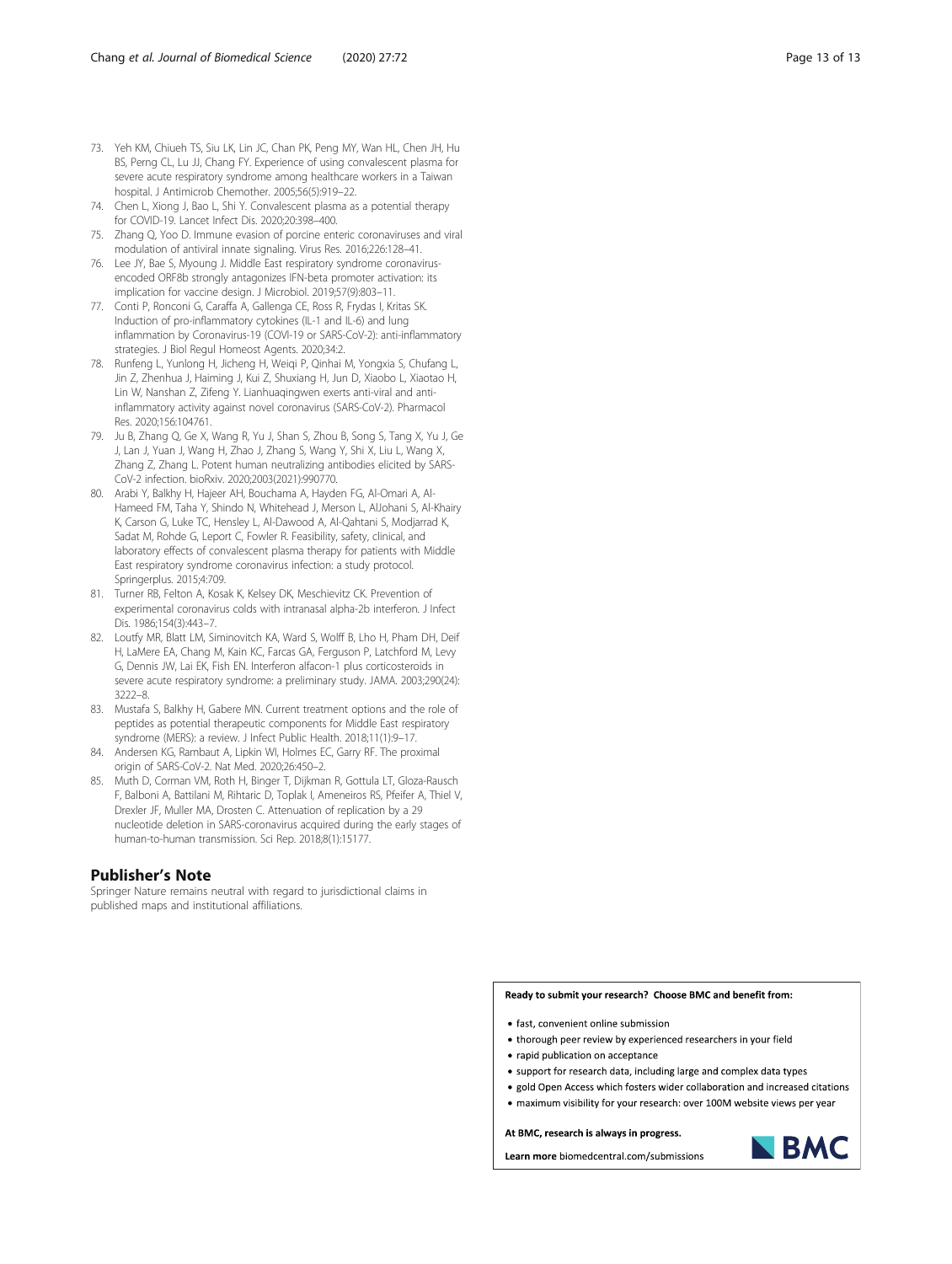73. Yeh KM, Chiueh TS, Siu LK, Lin JC, Chan PK, Peng MY, Wan HL, Chen JH, Hu BS, Perng CL, Lu JJ, Chang FY. Experience of using convalescent plasma for severe acute respiratory syndrome among healthcare workers in a Taiwan hospital. J Antimicrob Chemother. 2005;56(5):919–22.
74. Chen L, Xiong J, Bao L, Shi Y. Convalescent plasma as a potential therapy for COVID-19. Lancet Infect Dis. 2020;20:398–400.
75. Zhang Q, Yoo D. Immune evasion of porcine enteric coronaviruses and viral modulation of antiviral innate signaling. Virus Res. 2016;226:128–41.
76. Lee JY, Bae S, Myoung J. Middle East respiratory syndrome coronavirus-encoded ORF8b strongly antagonizes IFN-beta promoter activation: its implication for vaccine design. J Microbiol. 2019;57(9):803–11.
77. Conti P, Ronconi G, Caraffa A, Gallenga CE, Ross R, Frydas I, Kritas SK. Induction of pro-inflammatory cytokines (IL-1 and IL-6) and lung inflammation by Coronavirus-19 (COVI-19 or SARS-CoV-2): anti-inflammatory strategies. J Biol Regul Homeost Agents. 2020;34:2.
78. Runfeng L, Yunlong H, Jicheng H, Weiqi P, Qinhai M, Yongxia S, Chufang L, Jin Z, Zhenhua J, Haiming J, Kui Z, Shuxiang H, Jun D, Xiaobo L, Xiaotao H, Lin W, Nanshan Z, Zifeng Y. Lianhuaqingwen exerts anti-viral and anti-inflammatory activity against novel coronavirus (SARS-CoV-2). Pharmacol Res. 2020;156:104761.
79. Ju B, Zhang Q, Ge X, Wang R, Yu J, Shan S, Zhou B, Song S, Tang X, Yu J, Ge J, Lan J, Yuan J, Wang H, Zhao J, Zhang S, Wang Y, Shi X, Liu L, Wang X, Zhang Z, Zhang L. Potent human neutralizing antibodies elicited by SARS-CoV-2 infection. bioRxiv. 2020;2003(2021):990770.
80. Arabi Y, Balkhy H, Hajeer AH, Bouchama A, Hayden FG, Al-Omari A, Al-Hameed FM, Taha Y, Shindo N, Whitehead J, Merson L, AlJohani S, Al-Khairy K, Carson G, Luke TC, Hensley L, Al-Dawood A, Al-Qahtani S, Modjarrad K, Sadat M, Rohde G, Leport C, Fowler R. Feasibility, safety, clinical, and laboratory effects of convalescent plasma therapy for patients with Middle East respiratory syndrome coronavirus infection: a study protocol. Springerplus. 2015;4:709.
81. Turner RB, Felton A, Kosak K, Kelsey DK, Meschievitz CK. Prevention of experimental coronavirus colds with intranasal alpha-2b interferon. J Infect Dis. 1986;154(3):443–7.
82. Loutfy MR, Blatt LM, Siminovitch KA, Ward S, Wolff B, Lho H, Pham DH, Deif H, LaMere EA, Chang M, Kain KC, Farcas GA, Ferguson P, Latchford M, Levy G, Dennis JW, Lai EK, Fish EN. Interferon alfacon-1 plus corticosteroids in severe acute respiratory syndrome: a preliminary study. JAMA. 2003;290(24):3222–8.
83. Mustafa S, Balkhy H, Gabere MN. Current treatment options and the role of peptides as potential therapeutic components for Middle East respiratory syndrome (MERS): a review. J Infect Public Health. 2018;11(1):9–17.
84. Andersen KG, Rambaut A, Lipkin WI, Holmes EC, Garry RF. The proximal origin of SARS-CoV-2. Nat Med. 2020;26:450–2.
85. Muth D, Corman VM, Roth H, Binger T, Dijkman R, Gottula LT, Gloza-Rausch F, Balboni A, Battilani M, Rihtaric D, Toplak I, Ameneiros RS, Pfeifer A, Thiel V, Drexler JF, Muller MA, Drosten C. Attenuation of replication by a 29 nucleotide deletion in SARS-coronavirus acquired during the early stages of human-to-human transmission. Sci Rep. 2018;8(1):15177.

## Publisher's Note

Springer Nature remains neutral with regard to jurisdictional claims in published maps and institutional affiliations.

**Ready to submit your research? Choose BMC and benefit from:**

- fast, convenient online submission
- thorough peer review by experienced researchers in your field
- rapid publication on acceptance
- support for research data, including large and complex data types
- gold Open Access which fosters wider collaboration and increased citations
- maximum visibility for your research: over 100M website views per year

**At BMC, research is always in progress.**

**Learn more** biomedcentral.com/submissions

BMC